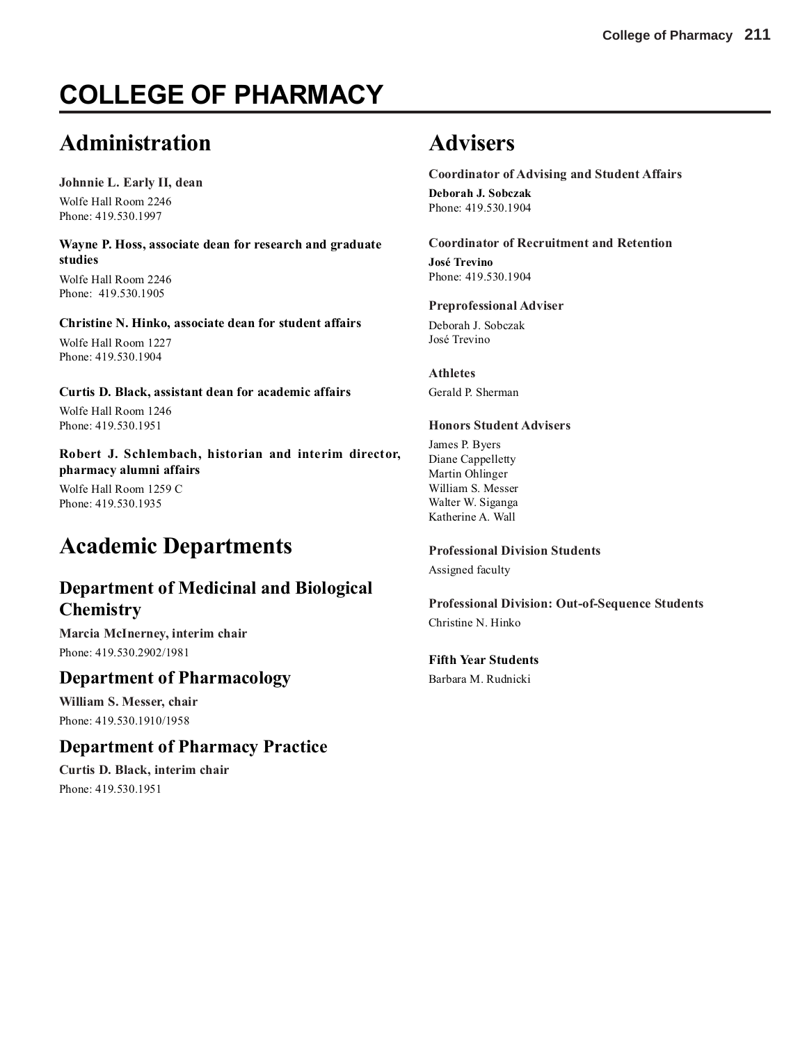# COLLEGE OF PHARMACY

## Administration

**Johnnie L. Early II, dean**

Wolfe Hall Room 2246
Phone: 419.530.1997

**Wayne P. Hoss, associate dean for research and graduate studies**

Wolfe Hall Room 2246
Phone: 419.530.1905

**Christine N. Hinko, associate dean for student affairs**

Wolfe Hall Room 1227
Phone: 419.530.1904

**Curtis D. Black, assistant dean for academic affairs**

Wolfe Hall Room 1246
Phone: 419.530.1951

**Robert J. Schlembach, historian and interim director, pharmacy alumni affairs**

Wolfe Hall Room 1259 C
Phone: 419.530.1935

## Academic Departments

### Department of Medicinal and Biological Chemistry

**Marcia McInerney, interim chair**

Phone: 419.530.2902/1981

### Department of Pharmacology

**William S. Messer, chair**

Phone: 419.530.1910/1958

### Department of Pharmacy Practice

**Curtis D. Black, interim chair**

Phone: 419.530.1951

## Advisers

**Coordinator of Advising and Student Affairs**

**Deborah J. Sobczak**
Phone: 419.530.1904

**Coordinator of Recruitment and Retention**

**José Trevino**
Phone: 419.530.1904

**Preprofessional Adviser**

Deborah J. Sobczak
José Trevino

**Athletes**

Gerald P. Sherman

**Honors Student Advisers**

James P. Byers
Diane Cappelletty
Martin Ohlinger
William S. Messer
Walter W. Siganga
Katherine A. Wall

**Professional Division Students**

Assigned faculty

**Professional Division: Out-of-Sequence Students**

Christine N. Hinko

**Fifth Year Students**

Barbara M. Rudnicki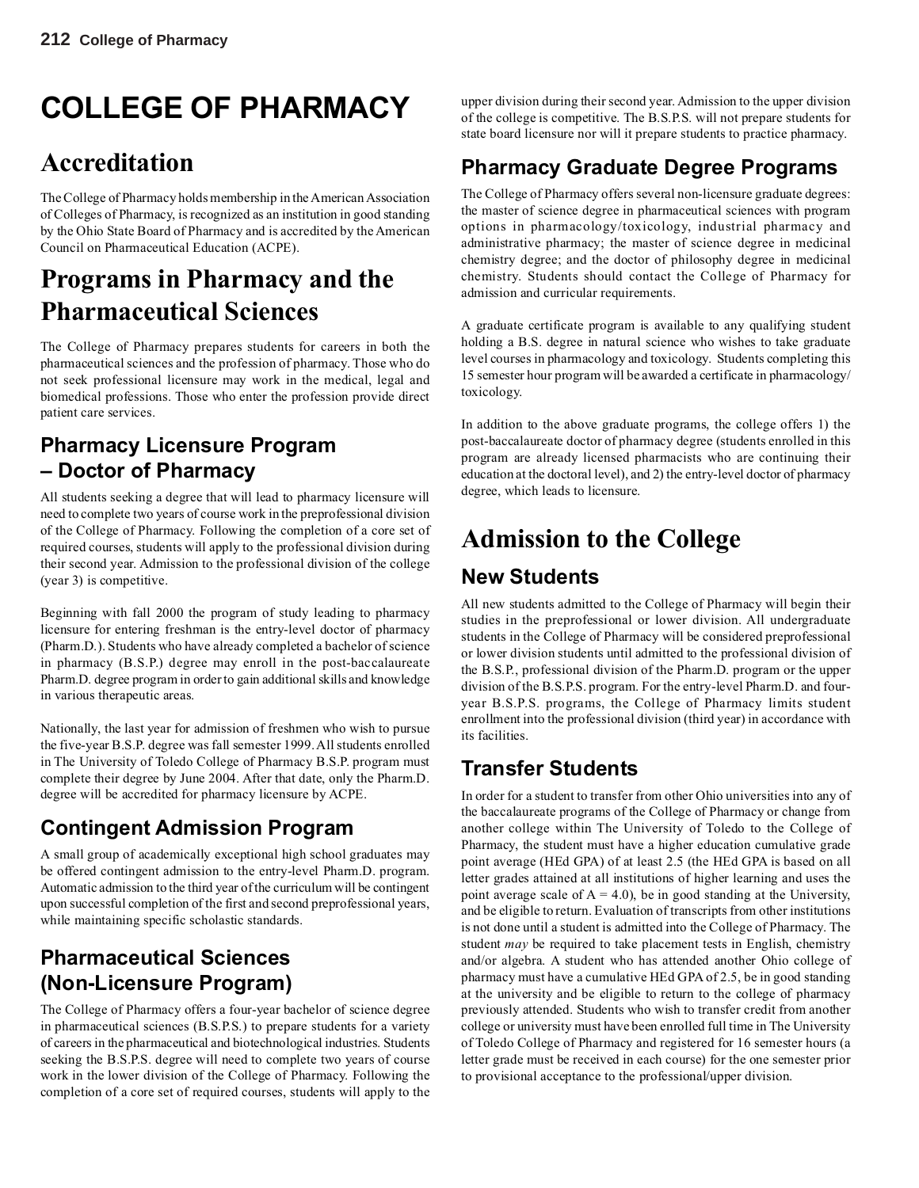# COLLEGE OF PHARMACY

## Accreditation

The College of Pharmacy holds membership in the American Association of Colleges of Pharmacy, is recognized as an institution in good standing by the Ohio State Board of Pharmacy and is accredited by the American Council on Pharmaceutical Education (ACPE).

## Programs in Pharmacy and the Pharmaceutical Sciences

The College of Pharmacy prepares students for careers in both the pharmaceutical sciences and the profession of pharmacy. Those who do not seek professional licensure may work in the medical, legal and biomedical professions. Those who enter the profession provide direct patient care services.

### Pharmacy Licensure Program – Doctor of Pharmacy

All students seeking a degree that will lead to pharmacy licensure will need to complete two years of course work in the preprofessional division of the College of Pharmacy. Following the completion of a core set of required courses, students will apply to the professional division during their second year. Admission to the professional division of the college (year 3) is competitive.

Beginning with fall 2000 the program of study leading to pharmacy licensure for entering freshman is the entry-level doctor of pharmacy (Pharm.D.). Students who have already completed a bachelor of science in pharmacy (B.S.P.) degree may enroll in the post-baccalaureate Pharm.D. degree program in order to gain additional skills and knowledge in various therapeutic areas.

Nationally, the last year for admission of freshmen who wish to pursue the five-year B.S.P. degree was fall semester 1999. All students enrolled in The University of Toledo College of Pharmacy B.S.P. program must complete their degree by June 2004. After that date, only the Pharm.D. degree will be accredited for pharmacy licensure by ACPE.

### Contingent Admission Program

A small group of academically exceptional high school graduates may be offered contingent admission to the entry-level Pharm.D. program. Automatic admission to the third year of the curriculum will be contingent upon successful completion of the first and second preprofessional years, while maintaining specific scholastic standards.

### Pharmaceutical Sciences (Non-Licensure Program)

The College of Pharmacy offers a four-year bachelor of science degree in pharmaceutical sciences (B.S.P.S.) to prepare students for a variety of careers in the pharmaceutical and biotechnological industries. Students seeking the B.S.P.S. degree will need to complete two years of course work in the lower division of the College of Pharmacy. Following the completion of a core set of required courses, students will apply to the upper division during their second year. Admission to the upper division of the college is competitive. The B.S.P.S. will not prepare students for state board licensure nor will it prepare students to practice pharmacy.

### Pharmacy Graduate Degree Programs

The College of Pharmacy offers several non-licensure graduate degrees: the master of science degree in pharmaceutical sciences with program options in pharmacology/toxicology, industrial pharmacy and administrative pharmacy; the master of science degree in medicinal chemistry degree; and the doctor of philosophy degree in medicinal chemistry. Students should contact the College of Pharmacy for admission and curricular requirements.

A graduate certificate program is available to any qualifying student holding a B.S. degree in natural science who wishes to take graduate level courses in pharmacology and toxicology. Students completing this 15 semester hour program will be awarded a certificate in pharmacology/toxicology.

In addition to the above graduate programs, the college offers 1) the post-baccalaureate doctor of pharmacy degree (students enrolled in this program are already licensed pharmacists who are continuing their education at the doctoral level), and 2) the entry-level doctor of pharmacy degree, which leads to licensure.

## Admission to the College

### New Students

All new students admitted to the College of Pharmacy will begin their studies in the preprofessional or lower division. All undergraduate students in the College of Pharmacy will be considered preprofessional or lower division students until admitted to the professional division of the B.S.P., professional division of the Pharm.D. program or the upper division of the B.S.P.S. program. For the entry-level Pharm.D. and four-year B.S.P.S. programs, the College of Pharmacy limits student enrollment into the professional division (third year) in accordance with its facilities.

### Transfer Students

In order for a student to transfer from other Ohio universities into any of the baccalaureate programs of the College of Pharmacy or change from another college within The University of Toledo to the College of Pharmacy, the student must have a higher education cumulative grade point average (HEd GPA) of at least 2.5 (the HEd GPA is based on all letter grades attained at all institutions of higher learning and uses the point average scale of A = 4.0), be in good standing at the University, and be eligible to return. Evaluation of transcripts from other institutions is not done until a student is admitted into the College of Pharmacy. The student *may* be required to take placement tests in English, chemistry and/or algebra. A student who has attended another Ohio college of pharmacy must have a cumulative HEd GPA of 2.5, be in good standing at the university and be eligible to return to the college of pharmacy previously attended. Students who wish to transfer credit from another college or university must have been enrolled full time in The University of Toledo College of Pharmacy and registered for 16 semester hours (a letter grade must be received in each course) for the one semester prior to provisional acceptance to the professional/upper division.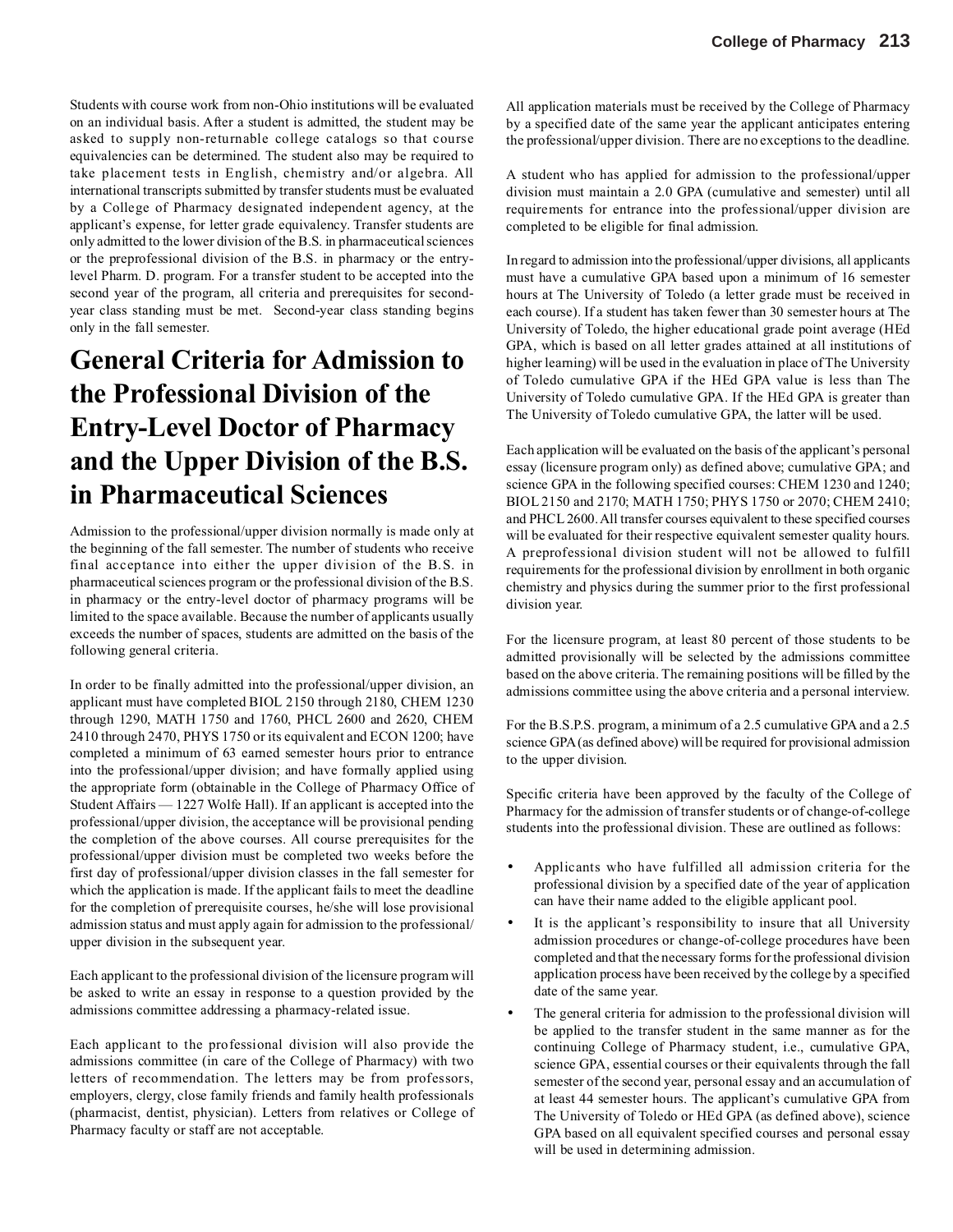Students with course work from non-Ohio institutions will be evaluated on an individual basis. After a student is admitted, the student may be asked to supply non-returnable college catalogs so that course equivalencies can be determined. The student also may be required to take placement tests in English, chemistry and/or algebra. All international transcripts submitted by transfer students must be evaluated by a College of Pharmacy designated independent agency, at the applicant's expense, for letter grade equivalency. Transfer students are only admitted to the lower division of the B.S. in pharmaceutical sciences or the preprofessional division of the B.S. in pharmacy or the entry-level Pharm. D. program. For a transfer student to be accepted into the second year of the program, all criteria and prerequisites for second-year class standing must be met. Second-year class standing begins only in the fall semester.

# General Criteria for Admission to the Professional Division of the Entry-Level Doctor of Pharmacy and the Upper Division of the B.S. in Pharmaceutical Sciences

Admission to the professional/upper division normally is made only at the beginning of the fall semester. The number of students who receive final acceptance into either the upper division of the B.S. in pharmaceutical sciences program or the professional division of the B.S. in pharmacy or the entry-level doctor of pharmacy programs will be limited to the space available. Because the number of applicants usually exceeds the number of spaces, students are admitted on the basis of the following general criteria.

In order to be finally admitted into the professional/upper division, an applicant must have completed BIOL 2150 through 2180, CHEM 1230 through 1290, MATH 1750 and 1760, PHCL 2600 and 2620, CHEM 2410 through 2470, PHYS 1750 or its equivalent and ECON 1200; have completed a minimum of 63 earned semester hours prior to entrance into the professional/upper division; and have formally applied using the appropriate form (obtainable in the College of Pharmacy Office of Student Affairs — 1227 Wolfe Hall). If an applicant is accepted into the professional/upper division, the acceptance will be provisional pending the completion of the above courses. All course prerequisites for the professional/upper division must be completed two weeks before the first day of professional/upper division classes in the fall semester for which the application is made. If the applicant fails to meet the deadline for the completion of prerequisite courses, he/she will lose provisional admission status and must apply again for admission to the professional/upper division in the subsequent year.

Each applicant to the professional division of the licensure program will be asked to write an essay in response to a question provided by the admissions committee addressing a pharmacy-related issue.

Each applicant to the professional division will also provide the admissions committee (in care of the College of Pharmacy) with two letters of recommendation. The letters may be from professors, employers, clergy, close family friends and family health professionals (pharmacist, dentist, physician). Letters from relatives or College of Pharmacy faculty or staff are not acceptable.

All application materials must be received by the College of Pharmacy by a specified date of the same year the applicant anticipates entering the professional/upper division. There are no exceptions to the deadline.

A student who has applied for admission to the professional/upper division must maintain a 2.0 GPA (cumulative and semester) until all requirements for entrance into the professional/upper division are completed to be eligible for final admission.

In regard to admission into the professional/upper divisions, all applicants must have a cumulative GPA based upon a minimum of 16 semester hours at The University of Toledo (a letter grade must be received in each course). If a student has taken fewer than 30 semester hours at The University of Toledo, the higher educational grade point average (HEd GPA, which is based on all letter grades attained at all institutions of higher learning) will be used in the evaluation in place of The University of Toledo cumulative GPA if the HEd GPA value is less than The University of Toledo cumulative GPA. If the HEd GPA is greater than The University of Toledo cumulative GPA, the latter will be used.

Each application will be evaluated on the basis of the applicant's personal essay (licensure program only) as defined above; cumulative GPA; and science GPA in the following specified courses: CHEM 1230 and 1240; BIOL 2150 and 2170; MATH 1750; PHYS 1750 or 2070; CHEM 2410; and PHCL 2600. All transfer courses equivalent to these specified courses will be evaluated for their respective equivalent semester quality hours. A preprofessional division student will not be allowed to fulfill requirements for the professional division by enrollment in both organic chemistry and physics during the summer prior to the first professional division year.

For the licensure program, at least 80 percent of those students to be admitted provisionally will be selected by the admissions committee based on the above criteria. The remaining positions will be filled by the admissions committee using the above criteria and a personal interview.

For the B.S.P.S. program, a minimum of a 2.5 cumulative GPA and a 2.5 science GPA (as defined above) will be required for provisional admission to the upper division.

Specific criteria have been approved by the faculty of the College of Pharmacy for the admission of transfer students or of change-of-college students into the professional division. These are outlined as follows:

- Applicants who have fulfilled all admission criteria for the professional division by a specified date of the year of application can have their name added to the eligible applicant pool.
- It is the applicant's responsibility to insure that all University admission procedures or change-of-college procedures have been completed and that the necessary forms for the professional division application process have been received by the college by a specified date of the same year.
- The general criteria for admission to the professional division will be applied to the transfer student in the same manner as for the continuing College of Pharmacy student, i.e., cumulative GPA, science GPA, essential courses or their equivalents through the fall semester of the second year, personal essay and an accumulation of at least 44 semester hours. The applicant's cumulative GPA from The University of Toledo or HEd GPA (as defined above), science GPA based on all equivalent specified courses and personal essay will be used in determining admission.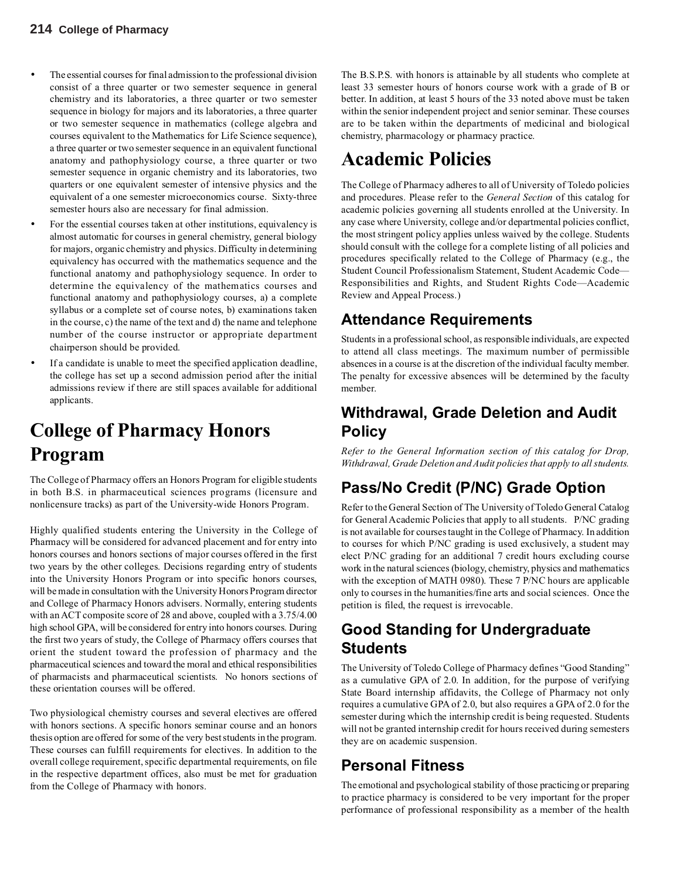- The essential courses for final admission to the professional division consist of a three quarter or two semester sequence in general chemistry and its laboratories, a three quarter or two semester sequence in biology for majors and its laboratories, a three quarter or two semester sequence in mathematics (college algebra and courses equivalent to the Mathematics for Life Science sequence), a three quarter or two semester sequence in an equivalent functional anatomy and pathophysiology course, a three quarter or two semester sequence in organic chemistry and its laboratories, two quarters or one equivalent semester of intensive physics and the equivalent of a one semester microeconomics course. Sixty-three semester hours also are necessary for final admission.
- For the essential courses taken at other institutions, equivalency is almost automatic for courses in general chemistry, general biology for majors, organic chemistry and physics. Difficulty in determining equivalency has occurred with the mathematics sequence and the functional anatomy and pathophysiology sequence. In order to determine the equivalency of the mathematics courses and functional anatomy and pathophysiology courses, a) a complete syllabus or a complete set of course notes, b) examinations taken in the course, c) the name of the text and d) the name and telephone number of the course instructor or appropriate department chairperson should be provided.
- If a candidate is unable to meet the specified application deadline, the college has set up a second admission period after the initial admissions review if there are still spaces available for additional applicants.

# College of Pharmacy Honors Program

The College of Pharmacy offers an Honors Program for eligible students in both B.S. in pharmaceutical sciences programs (licensure and nonlicensure tracks) as part of the University-wide Honors Program.

Highly qualified students entering the University in the College of Pharmacy will be considered for advanced placement and for entry into honors courses and honors sections of major courses offered in the first two years by the other colleges. Decisions regarding entry of students into the University Honors Program or into specific honors courses, will be made in consultation with the University Honors Program director and College of Pharmacy Honors advisers. Normally, entering students with an ACT composite score of 28 and above, coupled with a 3.75/4.00 high school GPA, will be considered for entry into honors courses. During the first two years of study, the College of Pharmacy offers courses that orient the student toward the profession of pharmacy and the pharmaceutical sciences and toward the moral and ethical responsibilities of pharmacists and pharmaceutical scientists. No honors sections of these orientation courses will be offered.

Two physiological chemistry courses and several electives are offered with honors sections. A specific honors seminar course and an honors thesis option are offered for some of the very best students in the program. These courses can fulfill requirements for electives. In addition to the overall college requirement, specific departmental requirements, on file in the respective department offices, also must be met for graduation from the College of Pharmacy with honors.

The B.S.P.S. with honors is attainable by all students who complete at least 33 semester hours of honors course work with a grade of B or better. In addition, at least 5 hours of the 33 noted above must be taken within the senior independent project and senior seminar. These courses are to be taken within the departments of medicinal and biological chemistry, pharmacology or pharmacy practice.

# Academic Policies

The College of Pharmacy adheres to all of University of Toledo policies and procedures. Please refer to the *General Section* of this catalog for academic policies governing all students enrolled at the University. In any case where University, college and/or departmental policies conflict, the most stringent policy applies unless waived by the college. Students should consult with the college for a complete listing of all policies and procedures specifically related to the College of Pharmacy (e.g., the Student Council Professionalism Statement, Student Academic Code—Responsibilities and Rights, and Student Rights Code—Academic Review and Appeal Process.)

## Attendance Requirements

Students in a professional school, as responsible individuals, are expected to attend all class meetings. The maximum number of permissible absences in a course is at the discretion of the individual faculty member. The penalty for excessive absences will be determined by the faculty member.

## Withdrawal, Grade Deletion and Audit Policy

*Refer to the General Information section of this catalog for Drop, Withdrawal, Grade Deletion and Audit policies that apply to all students.*

## Pass/No Credit (P/NC) Grade Option

Refer to the General Section of The University of Toledo General Catalog for General Academic Policies that apply to all students. P/NC grading is not available for courses taught in the College of Pharmacy. In addition to courses for which P/NC grading is used exclusively, a student may elect P/NC grading for an additional 7 credit hours excluding course work in the natural sciences (biology, chemistry, physics and mathematics with the exception of MATH 0980). These 7 P/NC hours are applicable only to courses in the humanities/fine arts and social sciences. Once the petition is filed, the request is irrevocable.

## Good Standing for Undergraduate Students

The University of Toledo College of Pharmacy defines "Good Standing" as a cumulative GPA of 2.0. In addition, for the purpose of verifying State Board internship affidavits, the College of Pharmacy not only requires a cumulative GPA of 2.0, but also requires a GPA of 2.0 for the semester during which the internship credit is being requested. Students will not be granted internship credit for hours received during semesters they are on academic suspension.

## Personal Fitness

The emotional and psychological stability of those practicing or preparing to practice pharmacy is considered to be very important for the proper performance of professional responsibility as a member of the health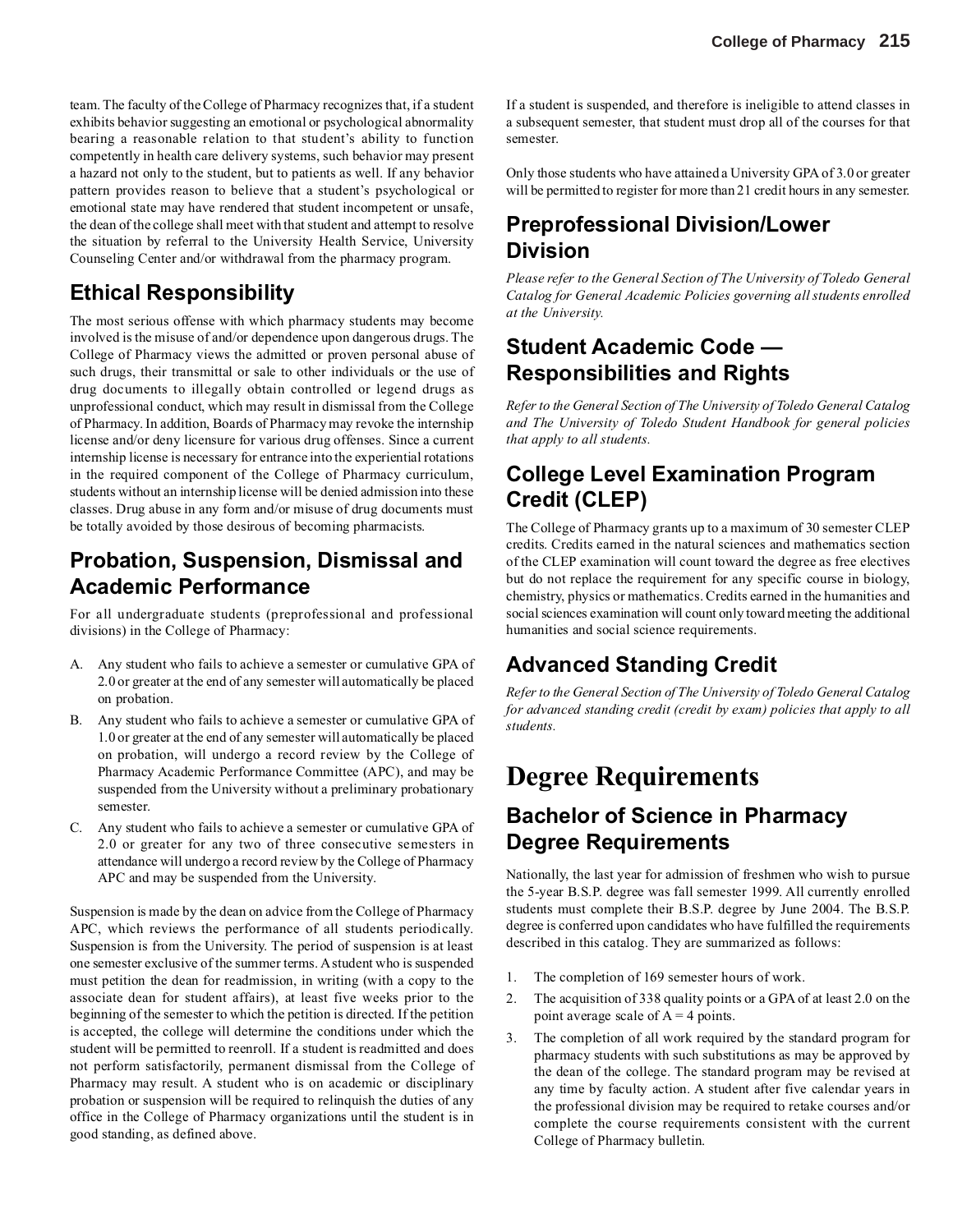team. The faculty of the College of Pharmacy recognizes that, if a student exhibits behavior suggesting an emotional or psychological abnormality bearing a reasonable relation to that student's ability to function competently in health care delivery systems, such behavior may present a hazard not only to the student, but to patients as well. If any behavior pattern provides reason to believe that a student's psychological or emotional state may have rendered that student incompetent or unsafe, the dean of the college shall meet with that student and attempt to resolve the situation by referral to the University Health Service, University Counseling Center and/or withdrawal from the pharmacy program.

## Ethical Responsibility

The most serious offense with which pharmacy students may become involved is the misuse of and/or dependence upon dangerous drugs. The College of Pharmacy views the admitted or proven personal abuse of such drugs, their transmittal or sale to other individuals or the use of drug documents to illegally obtain controlled or legend drugs as unprofessional conduct, which may result in dismissal from the College of Pharmacy. In addition, Boards of Pharmacy may revoke the internship license and/or deny licensure for various drug offenses. Since a current internship license is necessary for entrance into the experiential rotations in the required component of the College of Pharmacy curriculum, students without an internship license will be denied admission into these classes. Drug abuse in any form and/or misuse of drug documents must be totally avoided by those desirous of becoming pharmacists.

## Probation, Suspension, Dismissal and Academic Performance

For all undergraduate students (preprofessional and professional divisions) in the College of Pharmacy:

A. Any student who fails to achieve a semester or cumulative GPA of 2.0 or greater at the end of any semester will automatically be placed on probation.

B. Any student who fails to achieve a semester or cumulative GPA of 1.0 or greater at the end of any semester will automatically be placed on probation, will undergo a record review by the College of Pharmacy Academic Performance Committee (APC), and may be suspended from the University without a preliminary probationary semester.

C. Any student who fails to achieve a semester or cumulative GPA of 2.0 or greater for any two of three consecutive semesters in attendance will undergo a record review by the College of Pharmacy APC and may be suspended from the University.

Suspension is made by the dean on advice from the College of Pharmacy APC, which reviews the performance of all students periodically. Suspension is from the University. The period of suspension is at least one semester exclusive of the summer terms. A student who is suspended must petition the dean for readmission, in writing (with a copy to the associate dean for student affairs), at least five weeks prior to the beginning of the semester to which the petition is directed. If the petition is accepted, the college will determine the conditions under which the student will be permitted to reenroll. If a student is readmitted and does not perform satisfactorily, permanent dismissal from the College of Pharmacy may result. A student who is on academic or disciplinary probation or suspension will be required to relinquish the duties of any office in the College of Pharmacy organizations until the student is in good standing, as defined above.

If a student is suspended, and therefore is ineligible to attend classes in a subsequent semester, that student must drop all of the courses for that semester.

Only those students who have attained a University GPA of 3.0 or greater will be permitted to register for more than 21 credit hours in any semester.

## Preprofessional Division/Lower Division

*Please refer to the General Section of The University of Toledo General Catalog for General Academic Policies governing all students enrolled at the University.*

## Student Academic Code — Responsibilities and Rights

*Refer to the General Section of The University of Toledo General Catalog and The University of Toledo Student Handbook for general policies that apply to all students.*

## College Level Examination Program Credit (CLEP)

The College of Pharmacy grants up to a maximum of 30 semester CLEP credits. Credits earned in the natural sciences and mathematics section of the CLEP examination will count toward the degree as free electives but do not replace the requirement for any specific course in biology, chemistry, physics or mathematics. Credits earned in the humanities and social sciences examination will count only toward meeting the additional humanities and social science requirements.

## Advanced Standing Credit

*Refer to the General Section of The University of Toledo General Catalog for advanced standing credit (credit by exam) policies that apply to all students.*

# Degree Requirements

## Bachelor of Science in Pharmacy Degree Requirements

Nationally, the last year for admission of freshmen who wish to pursue the 5-year B.S.P. degree was fall semester 1999. All currently enrolled students must complete their B.S.P. degree by June 2004. The B.S.P. degree is conferred upon candidates who have fulfilled the requirements described in this catalog. They are summarized as follows:

1. The completion of 169 semester hours of work.
2. The acquisition of 338 quality points or a GPA of at least 2.0 on the point average scale of A = 4 points.
3. The completion of all work required by the standard program for pharmacy students with such substitutions as may be approved by the dean of the college. The standard program may be revised at any time by faculty action. A student after five calendar years in the professional division may be required to retake courses and/or complete the course requirements consistent with the current College of Pharmacy bulletin.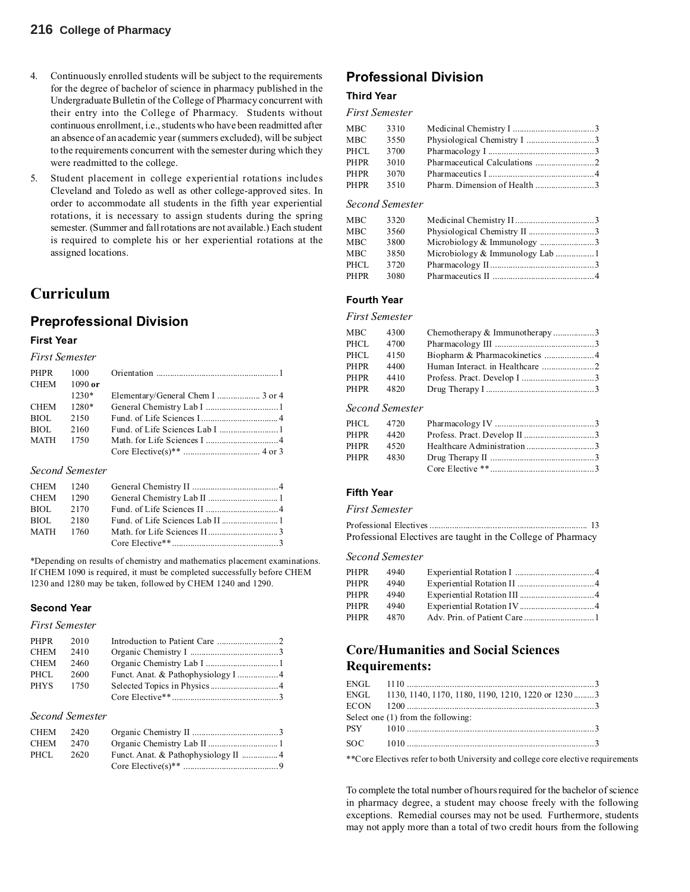4. Continuously enrolled students will be subject to the requirements for the degree of bachelor of science in pharmacy published in the Undergraduate Bulletin of the College of Pharmacy concurrent with their entry into the College of Pharmacy. Students without continuous enrollment, i.e., students who have been readmitted after an absence of an academic year (summers excluded), will be subject to the requirements concurrent with the semester during which they were readmitted to the college.
5. Student placement in college experiential rotations includes Cleveland and Toledo as well as other college-approved sites. In order to accommodate all students in the fifth year experiential rotations, it is necessary to assign students during the spring semester. (Summer and fall rotations are not available.) Each student is required to complete his or her experiential rotations at the assigned locations.

# Curriculum

## Preprofessional Division

### First Year

*First Semester*

| | | | |
|---|---|---|---|
| PHPR | 1000 | Orientation | 1 |
| CHEM | 1090 **or** 1230* | Elementary/General Chem I | 3 or 4 |
| CHEM | 1280* | General Chemistry Lab I | 1 |
| BIOL | 2150 | Fund. of Life Sciences I | 4 |
| BIOL | 2160 | Fund. of Life Sciences Lab I | 1 |
| MATH | 1750 | Math. for Life Sciences I | 4 |
| | | Core Elective(s)** | 4 or 3 |

*Second Semester*

| | | | |
|---|---|---|---|
| CHEM | 1240 | General Chemistry II | 4 |
| CHEM | 1290 | General Chemistry Lab II | 1 |
| BIOL | 2170 | Fund. of Life Sciences II | 4 |
| BIOL | 2180 | Fund. of Life Sciences Lab II | 1 |
| MATH | 1760 | Math. for Life Sciences II | 3 |
| | | Core Elective** | 3 |

*Depending on results of chemistry and mathematics placement examinations. If CHEM 1090 is required, it must be completed successfully before CHEM 1230 and 1280 may be taken, followed by CHEM 1240 and 1290.

### Second Year

*First Semester*

| | | | |
|---|---|---|---|
| PHPR | 2010 | Introduction to Patient Care | 2 |
| CHEM | 2410 | Organic Chemistry I | 3 |
| CHEM | 2460 | Organic Chemistry Lab I | 1 |
| PHCL | 2600 | Funct. Anat. & Pathophysiology I | 4 |
| PHYS | 1750 | Selected Topics in Physics | 4 |
| | | Core Elective** | 3 |

*Second Semester*

| | | | |
|---|---|---|---|
| CHEM | 2420 | Organic Chemistry II | 3 |
| CHEM | 2470 | Organic Chemistry Lab II | 1 |
| PHCL | 2620 | Funct. Anat. & Pathophysiology II | 4 |
| | | Core Elective(s)** | 9 |

## Professional Division

### Third Year

*First Semester*

| | | | |
|---|---|---|---|
| MBC | 3310 | Medicinal Chemistry I | 3 |
| MBC | 3550 | Physiological Chemistry I | 3 |
| PHCL | 3700 | Pharmacology I | 3 |
| PHPR | 3010 | Pharmaceutical Calculations | 2 |
| PHPR | 3070 | Pharmaceutics I | 4 |
| PHPR | 3510 | Pharm. Dimension of Health | 3 |

*Second Semester*

| | | | |
|---|---|---|---|
| MBC | 3320 | Medicinal Chemistry II | 3 |
| MBC | 3560 | Physiological Chemistry II | 3 |
| MBC | 3800 | Microbiology & Immunology | 3 |
| MBC | 3850 | Microbiology & Immunology Lab | 1 |
| PHCL | 3720 | Pharmacology II | 3 |
| PHPR | 3080 | Pharmaceutics II | 4 |

### Fourth Year

*First Semester*

| | | | |
|---|---|---|---|
| MBC | 4300 | Chemotherapy & Immunotherapy | 3 |
| PHCL | 4700 | Pharmacology III | 3 |
| PHCL | 4150 | Biopharm & Pharmacokinetics | 4 |
| PHPR | 4400 | Human Interact. in Healthcare | 2 |
| PHPR | 4410 | Profess. Pract. Develop I | 3 |
| PHPR | 4820 | Drug Therapy I | 3 |

*Second Semester*

| | | | |
|---|---|---|---|
| PHCL | 4720 | Pharmacology IV | 3 |
| PHPR | 4420 | Profess. Pract. Develop II | 3 |
| PHPR | 4520 | Healthcare Administration | 3 |
| PHPR | 4830 | Drug Therapy II | 3 |
| | | Core Elective ** | 3 |

### Fifth Year

*First Semester*

Professional Electives ........ 13

Professional Electives are taught in the College of Pharmacy

*Second Semester*

| | | | |
|---|---|---|---|
| PHPR | 4940 | Experiential Rotation I | 4 |
| PHPR | 4940 | Experiential Rotation II | 4 |
| PHPR | 4940 | Experiential Rotation III | 4 |
| PHPR | 4940 | Experiential Rotation IV | 4 |
| PHPR | 4870 | Adv. Prin. of Patient Care | 1 |

## Core/Humanities and Social Sciences Requirements:

| | | |
|---|---|---|
| ENGL | 1110 | 3 |
| ENGL | 1130, 1140, 1170, 1180, 1190, 1210, 1220 or 1230 | 3 |
| ECON | 1200 | 3 |
| Select one (1) from the following: | | |
| PSY | 1010 | 3 |
| SOC | 1010 | 3 |

**Core Electives refer to both University and college core elective requirements

To complete the total number of hours required for the bachelor of science in pharmacy degree, a student may choose freely with the following exceptions. Remedial courses may not be used. Furthermore, students may not apply more than a total of two credit hours from the following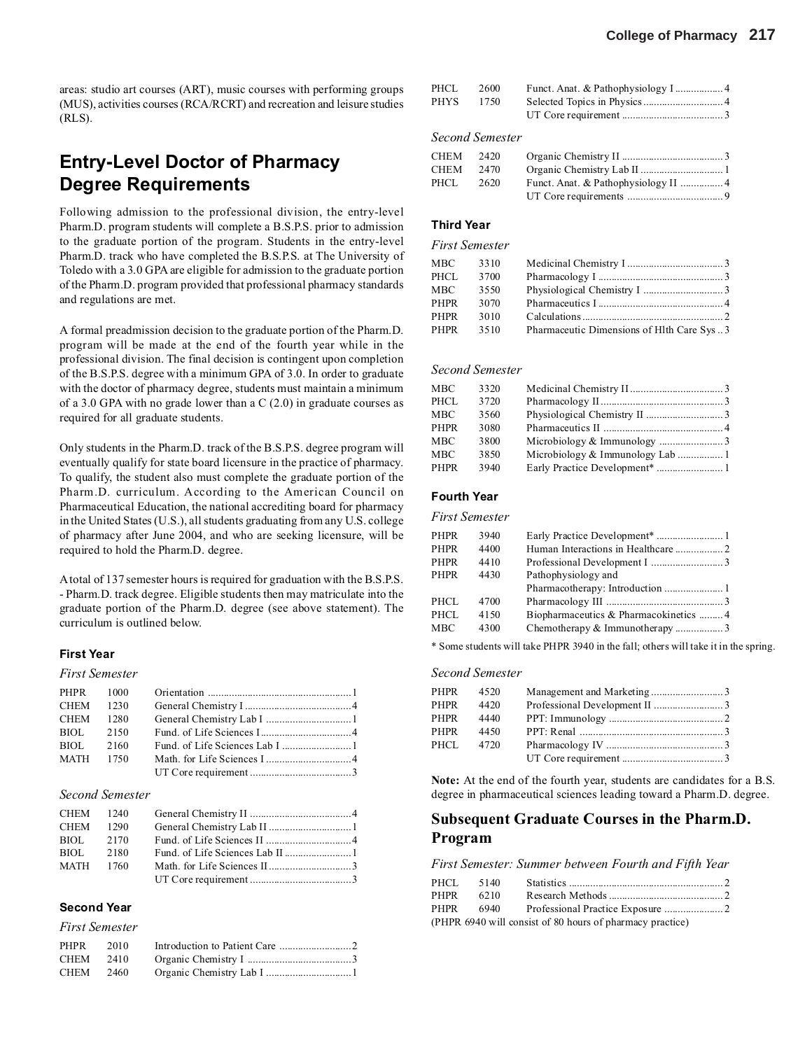areas: studio art courses (ART), music courses with performing groups (MUS), activities courses (RCA/RCRT) and recreation and leisure studies (RLS).

## Entry-Level Doctor of Pharmacy Degree Requirements

Following admission to the professional division, the entry-level Pharm.D. program students will complete a B.S.P.S. prior to admission to the graduate portion of the program. Students in the entry-level Pharm.D. track who have completed the B.S.P.S. at The University of Toledo with a 3.0 GPA are eligible for admission to the graduate portion of the Pharm.D. program provided that professional pharmacy standards and regulations are met.

A formal preadmission decision to the graduate portion of the Pharm.D. program will be made at the end of the fourth year while in the professional division. The final decision is contingent upon completion of the B.S.P.S. degree with a minimum GPA of 3.0. In order to graduate with the doctor of pharmacy degree, students must maintain a minimum of a 3.0 GPA with no grade lower than a C (2.0) in graduate courses as required for all graduate students.

Only students in the Pharm.D. track of the B.S.P.S. degree program will eventually qualify for state board licensure in the practice of pharmacy. To qualify, the student also must complete the graduate portion of the Pharm.D. curriculum. According to the American Council on Pharmaceutical Education, the national accrediting board for pharmacy in the United States (U.S.), all students graduating from any U.S. college of pharmacy after June 2004, and who are seeking licensure, will be required to hold the Pharm.D. degree.

A total of 137 semester hours is required for graduation with the B.S.P.S. - Pharm.D. track degree. Eligible students then may matriculate into the graduate portion of the Pharm.D. degree (see above statement). The curriculum is outlined below.

### First Year

*First Semester*

| | | | |
|---|---|---|---|
| PHPR | 1000 | Orientation | 1 |
| CHEM | 1230 | General Chemistry I | 4 |
| CHEM | 1280 | General Chemistry Lab I | 1 |
| BIOL | 2150 | Fund. of Life Sciences I | 4 |
| BIOL | 2160 | Fund. of Life Sciences Lab I | 1 |
| MATH | 1750 | Math. for Life Sciences I | 4 |
| | | UT Core requirement | 3 |

*Second Semester*

| | | | |
|---|---|---|---|
| CHEM | 1240 | General Chemistry II | 4 |
| CHEM | 1290 | General Chemistry Lab II | 1 |
| BIOL | 2170 | Fund. of Life Sciences II | 4 |
| BIOL | 2180 | Fund. of Life Sciences Lab II | 1 |
| MATH | 1760 | Math. for Life Sciences II | 3 |
| | | UT Core requirement | 3 |

### Second Year

*First Semester*

| | | | |
|---|---|---|---|
| PHPR | 2010 | Introduction to Patient Care | 2 |
| CHEM | 2410 | Organic Chemistry I | 3 |
| CHEM | 2460 | Organic Chemistry Lab I | 1 |
| PHCL | 2600 | Funct. Anat. & Pathophysiology I | 4 |
| PHYS | 1750 | Selected Topics in Physics | 4 |
| | | UT Core requirement | 3 |

*Second Semester*

| | | | |
|---|---|---|---|
| CHEM | 2420 | Organic Chemistry II | 3 |
| CHEM | 2470 | Organic Chemistry Lab II | 1 |
| PHCL | 2620 | Funct. Anat. & Pathophysiology II | 4 |
| | | UT Core requirements | 9 |

### Third Year

*First Semester*

| | | | |
|---|---|---|---|
| MBC | 3310 | Medicinal Chemistry I | 3 |
| PHCL | 3700 | Pharmacology I | 3 |
| MBC | 3550 | Physiological Chemistry I | 3 |
| PHPR | 3070 | Pharmaceutics I | 4 |
| PHPR | 3010 | Calculations | 2 |
| PHPR | 3510 | Pharmaceutic Dimensions of Hlth Care Sys | 3 |

*Second Semester*

| | | | |
|---|---|---|---|
| MBC | 3320 | Medicinal Chemistry II | 3 |
| PHCL | 3720 | Pharmacology II | 3 |
| MBC | 3560 | Physiological Chemistry II | 3 |
| PHPR | 3080 | Pharmaceutics II | 4 |
| MBC | 3800 | Microbiology & Immunology | 3 |
| MBC | 3850 | Microbiology & Immunology Lab | 1 |
| PHPR | 3940 | Early Practice Development* | 1 |

### Fourth Year

*First Semester*

| | | | |
|---|---|---|---|
| PHPR | 3940 | Early Practice Development* | 1 |
| PHPR | 4400 | Human Interactions in Healthcare | 2 |
| PHPR | 4410 | Professional Development I | 3 |
| PHPR | 4430 | Pathophysiology and Pharmacotherapy: Introduction | 1 |
| PHCL | 4700 | Pharmacology III | 3 |
| PHCL | 4150 | Biopharmaceutics & Pharmacokinetics | 4 |
| MBC | 4300 | Chemotherapy & Immunotherapy | 3 |

* Some students will take PHPR 3940 in the fall; others will take it in the spring.

*Second Semester*

| | | | |
|---|---|---|---|
| PHPR | 4520 | Management and Marketing | 3 |
| PHPR | 4420 | Professional Development II | 3 |
| PHPR | 4440 | PPT: Immunology | 2 |
| PHPR | 4450 | PPT: Renal | 3 |
| PHCL | 4720 | Pharmacology IV | 3 |
| | | UT Core requirement | 3 |

**Note:** At the end of the fourth year, students are candidates for a B.S. degree in pharmaceutical sciences leading toward a Pharm.D. degree.

## Subsequent Graduate Courses in the Pharm.D. Program

*First Semester: Summer between Fourth and Fifth Year*

| | | | |
|---|---|---|---|
| PHCL | 5140 | Statistics | 2 |
| PHPR | 6210 | Research Methods | 2 |
| PHPR | 6940 | Professional Practice Exposure | 2 |

(PHPR 6940 will consist of 80 hours of pharmacy practice)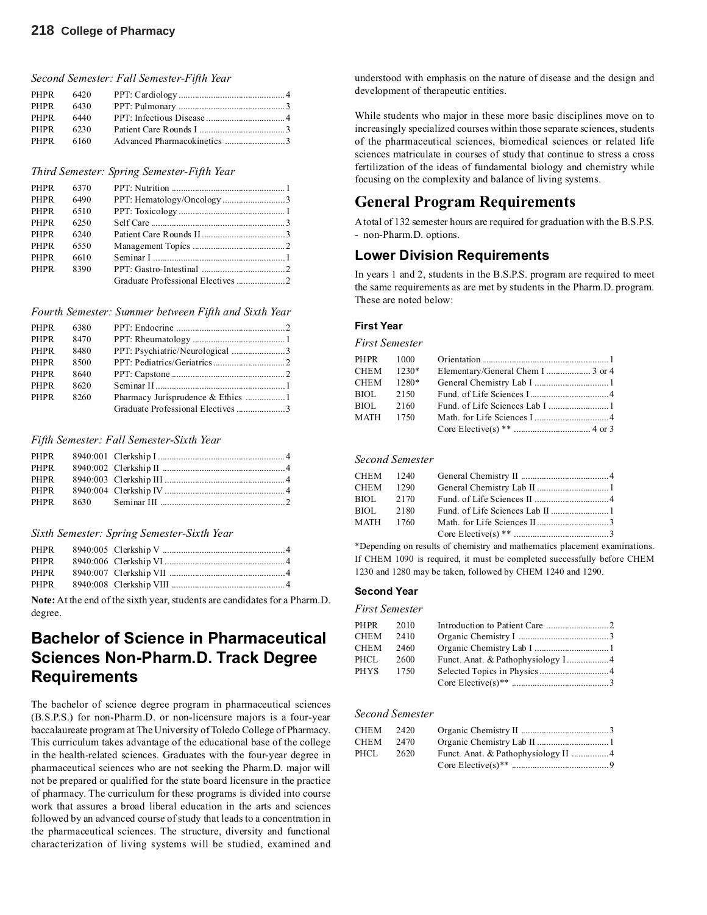*Second Semester: Fall Semester-Fifth Year*

| | | | |
|---|---|---|---|
| PHPR | 6420 | PPT: Cardiology | 4 |
| PHPR | 6430 | PPT: Pulmonary | 3 |
| PHPR | 6440 | PPT: Infectious Disease | 4 |
| PHPR | 6230 | Patient Care Rounds I | 3 |
| PHPR | 6160 | Advanced Pharmacokinetics | 3 |

*Third Semester: Spring Semester-Fifth Year*

| | | | |
|---|---|---|---|
| PHPR | 6370 | PPT: Nutrition | 1 |
| PHPR | 6490 | PPT: Hematology/Oncology | 3 |
| PHPR | 6510 | PPT: Toxicology | 1 |
| PHPR | 6250 | Self Care | 3 |
| PHPR | 6240 | Patient Care Rounds II | 3 |
| PHPR | 6550 | Management Topics | 2 |
| PHPR | 6610 | Seminar I | 1 |
| PHPR | 8390 | PPT: Gastro-Intestinal | 2 |
| | | Graduate Professional Electives | 2 |

*Fourth Semester: Summer between Fifth and Sixth Year*

| | | | |
|---|---|---|---|
| PHPR | 6380 | PPT: Endocrine | 2 |
| PHPR | 8470 | PPT: Rheumatology | 1 |
| PHPR | 8480 | PPT: Psychiatric/Neurological | 3 |
| PHPR | 8500 | PPT: Pediatrics/Geriatrics | 2 |
| PHPR | 8640 | PPT: Capstone | 2 |
| PHPR | 8620 | Seminar II | 1 |
| PHPR | 8260 | Pharmacy Jurisprudence & Ethics | 1 |
| | | Graduate Professional Electives | 3 |

*Fifth Semester: Fall Semester-Sixth Year*

| | | | |
|---|---|---|---|
| PHPR | 8940:001 | Clerkship I | 4 |
| PHPR | 8940:002 | Clerkship II | 4 |
| PHPR | 8940:003 | Clerkship III | 4 |
| PHPR | 8940:004 | Clerkship IV | 4 |
| PHPR | 8630 | Seminar III | 2 |

*Sixth Semester: Spring Semester-Sixth Year*

| | | | |
|---|---|---|---|
| PHPR | 8940:005 | Clerkship V | 4 |
| PHPR | 8940:006 | Clerkship VI | 4 |
| PHPR | 8940:007 | Clerkship VII | 4 |
| PHPR | 8940:008 | Clerkship VIII | 4 |

**Note:** At the end of the sixth year, students are candidates for a Pharm.D. degree.

# Bachelor of Science in Pharmaceutical Sciences Non-Pharm.D. Track Degree Requirements

The bachelor of science degree program in pharmaceutical sciences (B.S.P.S.) for non-Pharm.D. or non-licensure majors is a four-year baccalaureate program at The University of Toledo College of Pharmacy. This curriculum takes advantage of the educational base of the college in the health-related sciences. Graduates with the four-year degree in pharmaceutical sciences who are not seeking the Pharm.D. major will not be prepared or qualified for the state board licensure in the practice of pharmacy. The curriculum for these programs is divided into course work that assures a broad liberal education in the arts and sciences followed by an advanced course of study that leads to a concentration in the pharmaceutical sciences. The structure, diversity and functional characterization of living systems will be studied, examined and understood with emphasis on the nature of disease and the design and development of therapeutic entities.

While students who major in these more basic disciplines move on to increasingly specialized courses within those separate sciences, students of the pharmaceutical sciences, biomedical sciences or related life sciences matriculate in courses of study that continue to stress a cross fertilization of the ideas of fundamental biology and chemistry while focusing on the complexity and balance of living systems.

## General Program Requirements

A total of 132 semester hours are required for graduation with the B.S.P.S. - non-Pharm.D. options.

### Lower Division Requirements

In years 1 and 2, students in the B.S.P.S. program are required to meet the same requirements as are met by students in the Pharm.D. program. These are noted below:

#### First Year

*First Semester*

| | | | |
|---|---|---|---|
| PHPR | 1000 | Orientation | 1 |
| CHEM | 1230* | Elementary/General Chem I | 3 or 4 |
| CHEM | 1280* | General Chemistry Lab I | 1 |
| BIOL | 2150 | Fund. of Life Sciences I | 4 |
| BIOL | 2160 | Fund. of Life Sciences Lab I | 1 |
| MATH | 1750 | Math. for Life Sciences I | 4 |
| | | Core Elective(s) ** | 4 or 3 |

*Second Semester*

| | | | |
|---|---|---|---|
| CHEM | 1240 | General Chemistry II | 4 |
| CHEM | 1290 | General Chemistry Lab II | 1 |
| BIOL | 2170 | Fund. of Life Sciences II | 4 |
| BIOL | 2180 | Fund. of Life Sciences Lab II | 1 |
| MATH | 1760 | Math. for Life Sciences II | 3 |
| | | Core Elective(s) ** | 3 |

*Depending on results of chemistry and mathematics placement examinations. If CHEM 1090 is required, it must be completed successfully before CHEM 1230 and 1280 may be taken, followed by CHEM 1240 and 1290.

#### Second Year

*First Semester*

| | | | |
|---|---|---|---|
| PHPR | 2010 | Introduction to Patient Care | 2 |
| CHEM | 2410 | Organic Chemistry I | 3 |
| CHEM | 2460 | Organic Chemistry Lab I | 1 |
| PHCL | 2600 | Funct. Anat. & Pathophysiology I | 4 |
| PHYS | 1750 | Selected Topics in Physics | 4 |
| | | Core Elective(s)** | 3 |

*Second Semester*

| | | | |
|---|---|---|---|
| CHEM | 2420 | Organic Chemistry II | 3 |
| CHEM | 2470 | Organic Chemistry Lab II | 1 |
| PHCL | 2620 | Funct. Anat. & Pathophysiology II | 4 |
| | | Core Elective(s)** | 9 |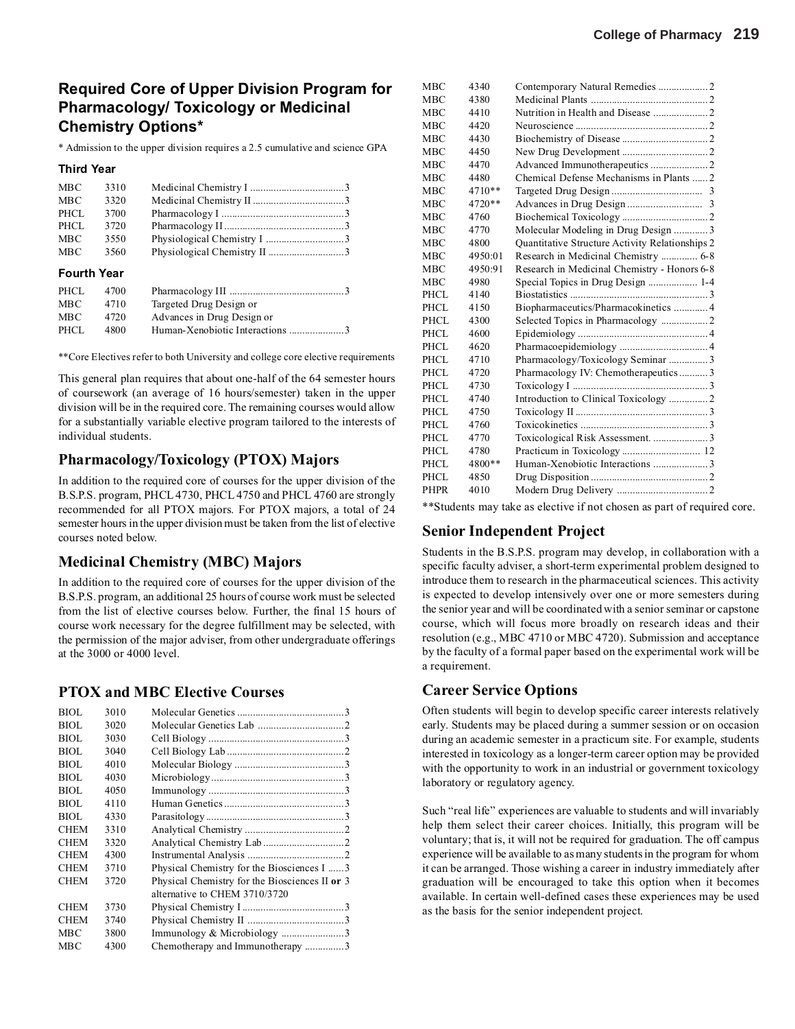## Required Core of Upper Division Program for Pharmacology/ Toxicology or Medicinal Chemistry Options*

* Admission to the upper division requires a 2.5 cumulative and science GPA

### Third Year

| | | | |
|---|---|---|---|
| MBC | 3310 | Medicinal Chemistry I | 3 |
| MBC | 3320 | Medicinal Chemistry II | 3 |
| PHCL | 3700 | Pharmacology I | 3 |
| PHCL | 3720 | Pharmacology II | 3 |
| MBC | 3550 | Physiological Chemistry I | 3 |
| MBC | 3560 | Physiological Chemistry II | 3 |

### Fourth Year

| | | | |
|---|---|---|---|
| PHCL | 4700 | Pharmacology III | 3 |
| MBC | 4710 | Targeted Drug Design or | |
| MBC | 4720 | Advances in Drug Design or | |
| PHCL | 4800 | Human-Xenobiotic Interactions | 3 |

**Core Electives refer to both University and college core elective requirements

This general plan requires that about one-half of the 64 semester hours of coursework (an average of 16 hours/semester) taken in the upper division will be in the required core. The remaining courses would allow for a substantially variable elective program tailored to the interests of individual students.

## Pharmacology/Toxicology (PTOX) Majors

In addition to the required core of courses for the upper division of the B.S.P.S. program, PHCL 4730, PHCL 4750 and PHCL 4760 are strongly recommended for all PTOX majors. For PTOX majors, a total of 24 semester hours in the upper division must be taken from the list of elective courses noted below.

## Medicinal Chemistry (MBC) Majors

In addition to the required core of courses for the upper division of the B.S.P.S. program, an additional 25 hours of course work must be selected from the list of elective courses below. Further, the final 15 hours of course work necessary for the degree fulfillment may be selected, with the permission of the major adviser, from other undergraduate offerings at the 3000 or 4000 level.

## PTOX and MBC Elective Courses

| | | | |
|---|---|---|---|
| BIOL | 3010 | Molecular Genetics | 3 |
| BIOL | 3020 | Molecular Genetics Lab | 2 |
| BIOL | 3030 | Cell Biology | 3 |
| BIOL | 3040 | Cell Biology Lab | 2 |
| BIOL | 4010 | Molecular Biology | 3 |
| BIOL | 4030 | Microbiology | 3 |
| BIOL | 4050 | Immunology | 3 |
| BIOL | 4110 | Human Genetics | 3 |
| BIOL | 4330 | Parasitology | 3 |
| CHEM | 3310 | Analytical Chemistry | 2 |
| CHEM | 3320 | Analytical Chemistry Lab | 2 |
| CHEM | 4300 | Instrumental Analysis | 2 |
| CHEM | 3710 | Physical Chemistry for the Biosciences I | 3 |
| CHEM | 3720 | Physical Chemistry for the Biosciences II **or** alternative to CHEM 3710/3720 | 3 |
| CHEM | 3730 | Physical Chemistry I | 3 |
| CHEM | 3740 | Physical Chemistry II | 3 |
| MBC | 3800 | Immunology & Microbiology | 3 |
| MBC | 4300 | Chemotherapy and Immunotherapy | 3 |
| MBC | 4340 | Contemporary Natural Remedies | 2 |
| MBC | 4380 | Medicinal Plants | 2 |
| MBC | 4410 | Nutrition in Health and Disease | 2 |
| MBC | 4420 | Neuroscience | 2 |
| MBC | 4430 | Biochemistry of Disease | 2 |
| MBC | 4450 | New Drug Development | 2 |
| MBC | 4470 | Advanced Immunotherapeutics | 2 |
| MBC | 4480 | Chemical Defense Mechanisms in Plants | 2 |
| MBC | 4710** | Targeted Drug Design | 3 |
| MBC | 4720** | Advances in Drug Design | 3 |
| MBC | 4760 | Biochemical Toxicology | 2 |
| MBC | 4770 | Molecular Modeling in Drug Design | 3 |
| MBC | 4800 | Quantitative Structure Activity Relationships | 2 |
| MBC | 4950:01 | Research in Medicinal Chemistry | 6-8 |
| MBC | 4950:91 | Research in Medicinal Chemistry - Honors | 6-8 |
| MBC | 4980 | Special Topics in Drug Design | 1-4 |
| PHCL | 4140 | Biostatistics | 3 |
| PHCL | 4150 | Biopharmaceutics/Pharmacokinetics | 4 |
| PHCL | 4300 | Selected Topics in Pharmacology | 2 |
| PHCL | 4600 | Epidemiology | 4 |
| PHCL | 4620 | Pharmacoepidemiology | 4 |
| PHCL | 4710 | Pharmacology/Toxicology Seminar | 3 |
| PHCL | 4720 | Pharmacology IV: Chemotherapeutics | 3 |
| PHCL | 4730 | Toxicology I | 3 |
| PHCL | 4740 | Introduction to Clinical Toxicology | 2 |
| PHCL | 4750 | Toxicology II | 3 |
| PHCL | 4760 | Toxicokinetics | 3 |
| PHCL | 4770 | Toxicological Risk Assessment. | 3 |
| PHCL | 4780 | Practicum in Toxicology | 12 |
| PHCL | 4800** | Human-Xenobiotic Interactions | 3 |
| PHCL | 4850 | Drug Disposition | 2 |
| PHPR | 4010 | Modern Drug Delivery | 2 |

**Students may take as elective if not chosen as part of required core.

## Senior Independent Project

Students in the B.S.P.S. program may develop, in collaboration with a specific faculty adviser, a short-term experimental problem designed to introduce them to research in the pharmaceutical sciences. This activity is expected to develop intensively over one or more semesters during the senior year and will be coordinated with a senior seminar or capstone course, which will focus more broadly on research ideas and their resolution (e.g., MBC 4710 or MBC 4720). Submission and acceptance by the faculty of a formal paper based on the experimental work will be a requirement.

## Career Service Options

Often students will begin to develop specific career interests relatively early. Students may be placed during a summer session or on occasion during an academic semester in a practicum site. For example, students interested in toxicology as a longer-term career option may be provided with the opportunity to work in an industrial or government toxicology laboratory or regulatory agency.

Such "real life" experiences are valuable to students and will invariably help them select their career choices. Initially, this program will be voluntary; that is, it will not be required for graduation. The off campus experience will be available to as many students in the program for whom it can be arranged. Those wishing a career in industry immediately after graduation will be encouraged to take this option when it becomes available. In certain well-defined cases these experiences may be used as the basis for the senior independent project.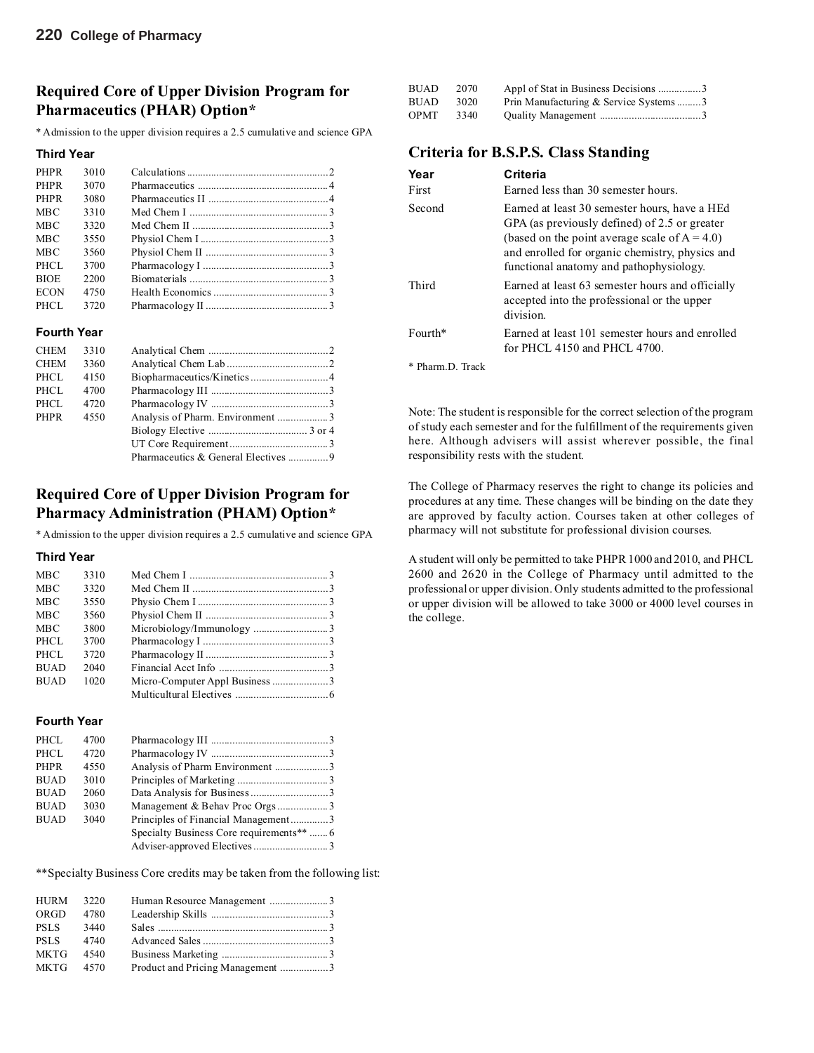## Required Core of Upper Division Program for Pharmaceutics (PHAR) Option*

* Admission to the upper division requires a 2.5 cumulative and science GPA

### Third Year

| | | | |
|---|---|---|---|
| PHPR | 3010 | Calculations | 2 |
| PHPR | 3070 | Pharmaceutics | 4 |
| PHPR | 3080 | Pharmaceutics II | 4 |
| MBC | 3310 | Med Chem I | 3 |
| MBC | 3320 | Med Chem II | 3 |
| MBC | 3550 | Physiol Chem I | 3 |
| MBC | 3560 | Physiol Chem II | 3 |
| PHCL | 3700 | Pharmacology I | 3 |
| BIOE | 2200 | Biomaterials | 3 |
| ECON | 4750 | Health Economics | 3 |
| PHCL | 3720 | Pharmacology II | 3 |

### Fourth Year

| | | | |
|---|---|---|---|
| CHEM | 3310 | Analytical Chem | 2 |
| CHEM | 3360 | Analytical Chem Lab | 2 |
| PHCL | 4150 | Biopharmaceutics/Kinetics | 4 |
| PHCL | 4700 | Pharmacology III | 3 |
| PHCL | 4720 | Pharmacology IV | 3 |
| PHPR | 4550 | Analysis of Pharm. Environment | 3 |
| | | Biology Elective | 3 or 4 |
| | | UT Core Requirement | 3 |
| | | Pharmaceutics & General Electives | 9 |

## Required Core of Upper Division Program for Pharmacy Administration (PHAM) Option*

* Admission to the upper division requires a 2.5 cumulative and science GPA

### Third Year

| | | | |
|---|---|---|---|
| MBC | 3310 | Med Chem I | 3 |
| MBC | 3320 | Med Chem II | 3 |
| MBC | 3550 | Physio Chem I | 3 |
| MBC | 3560 | Physiol Chem II | 3 |
| MBC | 3800 | Microbiology/Immunology | 3 |
| PHCL | 3700 | Pharmacology I | 3 |
| PHCL | 3720 | Pharmacology II | 3 |
| BUAD | 2040 | Financial Acct Info | 3 |
| BUAD | 1020 | Micro-Computer Appl Business | 3 |
| | | Multicultural Electives | 6 |

### Fourth Year

| | | | |
|---|---|---|---|
| PHCL | 4700 | Pharmacology III | 3 |
| PHCL | 4720 | Pharmacology IV | 3 |
| PHPR | 4550 | Analysis of Pharm Environment | 3 |
| BUAD | 3010 | Principles of Marketing | 3 |
| BUAD | 2060 | Data Analysis for Business | 3 |
| BUAD | 3030 | Management & Behav Proc Orgs | 3 |
| BUAD | 3040 | Principles of Financial Management | 3 |
| | | Specialty Business Core requirements** | 6 |
| | | Adviser-approved Electives | 3 |

**Specialty Business Core credits may be taken from the following list:

| | | | |
|---|---|---|---|
| HURM | 3220 | Human Resource Management | 3 |
| ORGD | 4780 | Leadership Skills | 3 |
| PSLS | 3440 | Sales | 3 |
| PSLS | 4740 | Advanced Sales | 3 |
| MKTG | 4540 | Business Marketing | 3 |
| MKTG | 4570 | Product and Pricing Management | 3 |
| BUAD | 2070 | Appl of Stat in Business Decisions | 3 |
| BUAD | 3020 | Prin Manufacturing & Service Systems | 3 |
| OPMT | 3340 | Quality Management | 3 |

## Criteria for B.S.P.S. Class Standing

| Year | Criteria |
|---|---|
| First | Earned less than 30 semester hours. |
| Second | Earned at least 30 semester hours, have a HEd GPA (as previously defined) of 2.5 or greater (based on the point average scale of A = 4.0) and enrolled for organic chemistry, physics and functional anatomy and pathophysiology. |
| Third | Earned at least 63 semester hours and officially accepted into the professional or the upper division. |
| Fourth* | Earned at least 101 semester hours and enrolled for PHCL 4150 and PHCL 4700. |

* Pharm.D. Track

Note: The student is responsible for the correct selection of the program of study each semester and for the fulfillment of the requirements given here. Although advisers will assist wherever possible, the final responsibility rests with the student.

The College of Pharmacy reserves the right to change its policies and procedures at any time. These changes will be binding on the date they are approved by faculty action. Courses taken at other colleges of pharmacy will not substitute for professional division courses.

A student will only be permitted to take PHPR 1000 and 2010, and PHCL 2600 and 2620 in the College of Pharmacy until admitted to the professional or upper division. Only students admitted to the professional or upper division will be allowed to take 3000 or 4000 level courses in the college.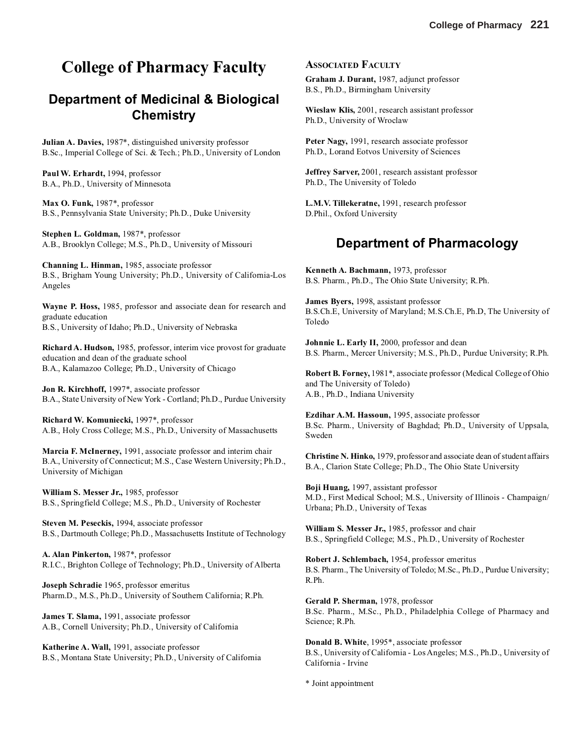# College of Pharmacy Faculty

## Department of Medicinal & Biological Chemistry

**Julian A. Davies,** 1987*, distinguished university professor
B.Sc., Imperial College of Sci. & Tech.; Ph.D., University of London

**Paul W. Erhardt,** 1994, professor
B.A., Ph.D., University of Minnesota

**Max O. Funk,** 1987*, professor
B.S., Pennsylvania State University; Ph.D., Duke University

**Stephen L. Goldman,** 1987*, professor
A.B., Brooklyn College; M.S., Ph.D., University of Missouri

**Channing L. Hinman,** 1985, associate professor
B.S., Brigham Young University; Ph.D., University of California-Los Angeles

**Wayne P. Hoss,** 1985, professor and associate dean for research and graduate education
B.S., University of Idaho; Ph.D., University of Nebraska

**Richard A. Hudson,** 1985, professor, interim vice provost for graduate education and dean of the graduate school
B.A., Kalamazoo College; Ph.D., University of Chicago

**Jon R. Kirchhoff,** 1997*, associate professor
B.A., State University of New York - Cortland; Ph.D., Purdue University

**Richard W. Komuniecki,** 1997*, professor
A.B., Holy Cross College; M.S., Ph.D., University of Massachusetts

**Marcia F. McInerney,** 1991, associate professor and interim chair
B.A., University of Connecticut; M.S., Case Western University; Ph.D., University of Michigan

**William S. Messer Jr.,** 1985, professor
B.S., Springfield College; M.S., Ph.D., University of Rochester

**Steven M. Peseckis,** 1994, associate professor
B.S., Dartmouth College; Ph.D., Massachusetts Institute of Technology

**A. Alan Pinkerton,** 1987*, professor
R.I.C., Brighton College of Technology; Ph.D., University of Alberta

**Joseph Schradie** 1965, professor emeritus
Pharm.D., M.S., Ph.D., University of Southern California; R.Ph.

**James T. Slama,** 1991, associate professor
A.B., Cornell University; Ph.D., University of California

**Katherine A. Wall,** 1991, associate professor
B.S., Montana State University; Ph.D., University of California

### Associated Faculty

**Graham J. Durant,** 1987, adjunct professor
B.S., Ph.D., Birmingham University

**Wieslaw Klis,** 2001, research assistant professor
Ph.D., University of Wroclaw

**Peter Nagy,** 1991, research associate professor
Ph.D., Lorand Eotvos University of Sciences

**Jeffrey Sarver,** 2001, research assistant professor
Ph.D., The University of Toledo

**L.M.V. Tillekeratne,** 1991, research professor
D.Phil., Oxford University

## Department of Pharmacology

**Kenneth A. Bachmann,** 1973, professor
B.S. Pharm., Ph.D., The Ohio State University; R.Ph.

**James Byers,** 1998, assistant professor
B.S.Ch.E, University of Maryland; M.S.Ch.E, Ph.D, The University of Toledo

**Johnnie L. Early II,** 2000, professor and dean
B.S. Pharm., Mercer University; M.S., Ph.D., Purdue University; R.Ph.

**Robert B. Forney,** 1981*, associate professor (Medical College of Ohio and The University of Toledo)
A.B., Ph.D., Indiana University

**Ezdihar A.M. Hassoun,** 1995, associate professor
B.Sc. Pharm., University of Baghdad; Ph.D., University of Uppsala, Sweden

**Christine N. Hinko,** 1979, professor and associate dean of student affairs
B.A., Clarion State College; Ph.D., The Ohio State University

**Boji Huang,** 1997, assistant professor
M.D., First Medical School; M.S., University of Illinois - Champaign/Urbana; Ph.D., University of Texas

**William S. Messer Jr.,** 1985, professor and chair
B.S., Springfield College; M.S., Ph.D., University of Rochester

**Robert J. Schlembach,** 1954, professor emeritus
B.S. Pharm., The University of Toledo; M.Sc., Ph.D., Purdue University; R.Ph.

**Gerald P. Sherman,** 1978, professor
B.Sc. Pharm., M.Sc., Ph.D., Philadelphia College of Pharmacy and Science; R.Ph.

**Donald B. White**, 1995*, associate professor
B.S., University of California - Los Angeles; M.S., Ph.D., University of California - Irvine

* Joint appointment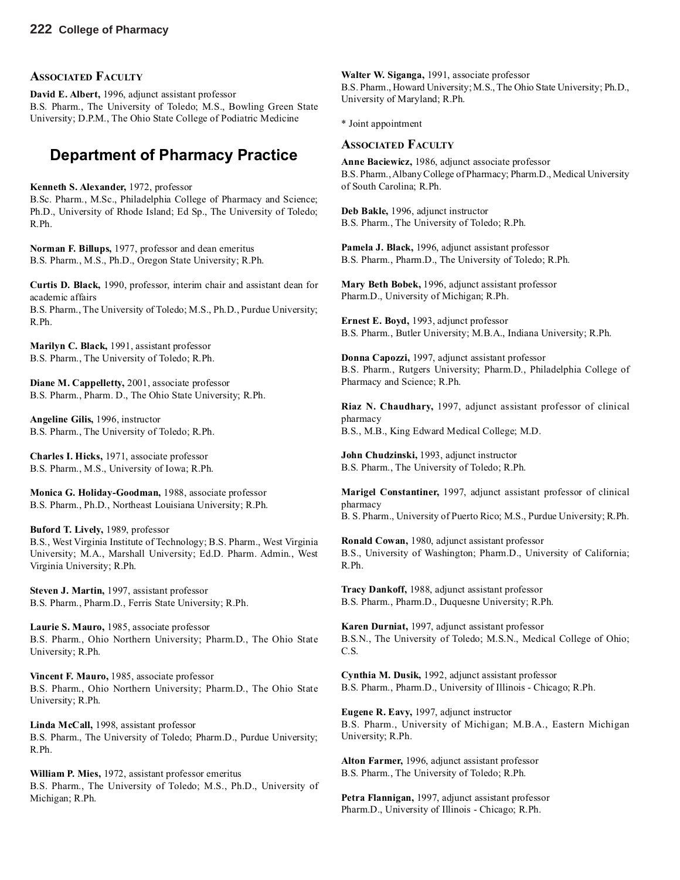### Associated Faculty

**David E. Albert,** 1996, adjunct assistant professor
B.S. Pharm., The University of Toledo; M.S., Bowling Green State University; D.P.M., The Ohio State College of Podiatric Medicine

## Department of Pharmacy Practice

**Kenneth S. Alexander,** 1972, professor
B.Sc. Pharm., M.Sc., Philadelphia College of Pharmacy and Science; Ph.D., University of Rhode Island; Ed Sp., The University of Toledo; R.Ph.

**Norman F. Billups,** 1977, professor and dean emeritus
B.S. Pharm., M.S., Ph.D., Oregon State University; R.Ph.

**Curtis D. Black,** 1990, professor, interim chair and assistant dean for academic affairs
B.S. Pharm., The University of Toledo; M.S., Ph.D., Purdue University; R.Ph.

**Marilyn C. Black,** 1991, assistant professor
B.S. Pharm., The University of Toledo; R.Ph.

**Diane M. Cappelletty,** 2001, associate professor
B.S. Pharm., Pharm. D., The Ohio State University; R.Ph.

**Angeline Gilis,** 1996, instructor
B.S. Pharm., The University of Toledo; R.Ph.

**Charles I. Hicks,** 1971, associate professor
B.S. Pharm., M.S., University of Iowa; R.Ph.

**Monica G. Holiday-Goodman,** 1988, associate professor
B.S. Pharm., Ph.D., Northeast Louisiana University; R.Ph.

**Buford T. Lively,** 1989, professor
B.S., West Virginia Institute of Technology; B.S. Pharm., West Virginia University; M.A., Marshall University; Ed.D. Pharm. Admin., West Virginia University; R.Ph.

**Steven J. Martin,** 1997, assistant professor
B.S. Pharm., Pharm.D., Ferris State University; R.Ph.

**Laurie S. Mauro,** 1985, associate professor
B.S. Pharm., Ohio Northern University; Pharm.D., The Ohio State University; R.Ph.

**Vincent F. Mauro,** 1985, associate professor
B.S. Pharm., Ohio Northern University; Pharm.D., The Ohio State University; R.Ph.

**Linda McCall,** 1998, assistant professor
B.S. Pharm., The University of Toledo; Pharm.D., Purdue University; R.Ph.

**William P. Mies,** 1972, assistant professor emeritus
B.S. Pharm., The University of Toledo; M.S., Ph.D., University of Michigan; R.Ph.

**Walter W. Siganga,** 1991, associate professor
B.S. Pharm., Howard University; M.S., The Ohio State University; Ph.D., University of Maryland; R.Ph.

* Joint appointment

### Associated Faculty

**Anne Baciewicz,** 1986, adjunct associate professor
B.S. Pharm., Albany College of Pharmacy; Pharm.D., Medical University of South Carolina; R.Ph.

**Deb Bakle,** 1996, adjunct instructor
B.S. Pharm., The University of Toledo; R.Ph.

**Pamela J. Black,** 1996, adjunct assistant professor
B.S. Pharm., Pharm.D., The University of Toledo; R.Ph.

**Mary Beth Bobek,** 1996, adjunct assistant professor
Pharm.D., University of Michigan; R.Ph.

**Ernest E. Boyd,** 1993, adjunct professor
B.S. Pharm., Butler University; M.B.A., Indiana University; R.Ph.

**Donna Capozzi,** 1997, adjunct assistant professor
B.S. Pharm., Rutgers University; Pharm.D., Philadelphia College of Pharmacy and Science; R.Ph.

**Riaz N. Chaudhary,** 1997, adjunct assistant professor of clinical pharmacy
B.S., M.B., King Edward Medical College; M.D.

**John Chudzinski,** 1993, adjunct instructor
B.S. Pharm., The University of Toledo; R.Ph.

**Marigel Constantiner,** 1997, adjunct assistant professor of clinical pharmacy
B. S. Pharm., University of Puerto Rico; M.S., Purdue University; R.Ph.

**Ronald Cowan,** 1980, adjunct assistant professor
B.S., University of Washington; Pharm.D., University of California; R.Ph.

**Tracy Dankoff,** 1988, adjunct assistant professor
B.S. Pharm., Pharm.D., Duquesne University; R.Ph.

**Karen Durniat,** 1997, adjunct assistant professor
B.S.N., The University of Toledo; M.S.N., Medical College of Ohio; C.S.

**Cynthia M. Dusik,** 1992, adjunct assistant professor
B.S. Pharm., Pharm.D., University of Illinois - Chicago; R.Ph.

**Eugene R. Eavy,** 1997, adjunct instructor
B.S. Pharm., University of Michigan; M.B.A., Eastern Michigan University; R.Ph.

**Alton Farmer,** 1996, adjunct assistant professor
B.S. Pharm., The University of Toledo; R.Ph.

**Petra Flannigan,** 1997, adjunct assistant professor
Pharm.D., University of Illinois - Chicago; R.Ph.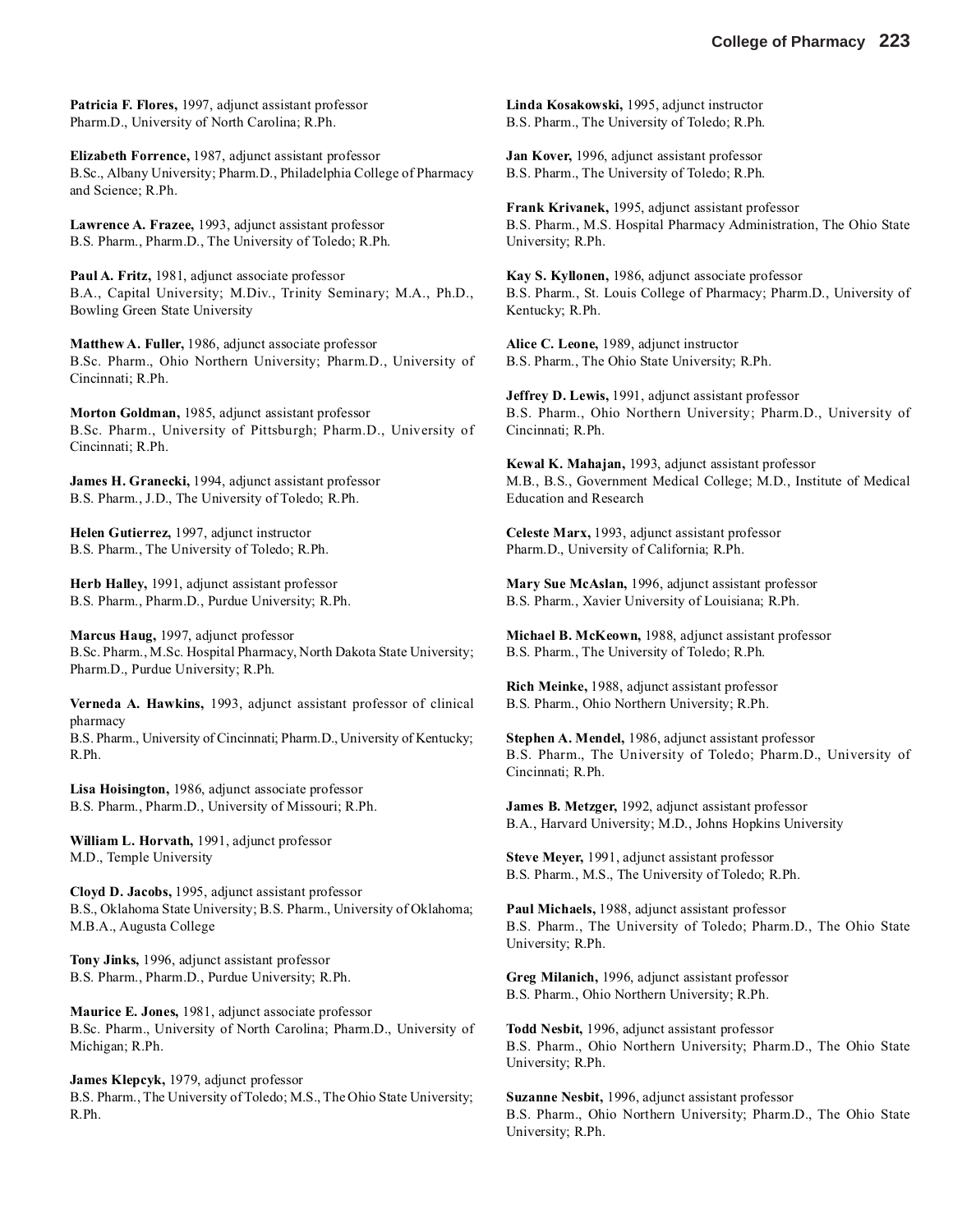**Patricia F. Flores,** 1997, adjunct assistant professor
Pharm.D., University of North Carolina; R.Ph.

**Elizabeth Forrence,** 1987, adjunct assistant professor
B.Sc., Albany University; Pharm.D., Philadelphia College of Pharmacy and Science; R.Ph.

**Lawrence A. Frazee,** 1993, adjunct assistant professor
B.S. Pharm., Pharm.D., The University of Toledo; R.Ph.

**Paul A. Fritz,** 1981, adjunct associate professor
B.A., Capital University; M.Div., Trinity Seminary; M.A., Ph.D., Bowling Green State University

**Matthew A. Fuller,** 1986, adjunct associate professor
B.Sc. Pharm., Ohio Northern University; Pharm.D., University of Cincinnati; R.Ph.

**Morton Goldman,** 1985, adjunct assistant professor
B.Sc. Pharm., University of Pittsburgh; Pharm.D., University of Cincinnati; R.Ph.

**James H. Granecki,** 1994, adjunct assistant professor
B.S. Pharm., J.D., The University of Toledo; R.Ph.

**Helen Gutierrez,** 1997, adjunct instructor
B.S. Pharm., The University of Toledo; R.Ph.

**Herb Halley,** 1991, adjunct assistant professor
B.S. Pharm., Pharm.D., Purdue University; R.Ph.

**Marcus Haug,** 1997, adjunct professor
B.Sc. Pharm., M.Sc. Hospital Pharmacy, North Dakota State University; Pharm.D., Purdue University; R.Ph.

**Verneda A. Hawkins,** 1993, adjunct assistant professor of clinical pharmacy
B.S. Pharm., University of Cincinnati; Pharm.D., University of Kentucky; R.Ph.

**Lisa Hoisington,** 1986, adjunct associate professor
B.S. Pharm., Pharm.D., University of Missouri; R.Ph.

**William L. Horvath,** 1991, adjunct professor
M.D., Temple University

**Cloyd D. Jacobs,** 1995, adjunct assistant professor
B.S., Oklahoma State University; B.S. Pharm., University of Oklahoma; M.B.A., Augusta College

**Tony Jinks,** 1996, adjunct assistant professor
B.S. Pharm., Pharm.D., Purdue University; R.Ph.

**Maurice E. Jones,** 1981, adjunct associate professor
B.Sc. Pharm., University of North Carolina; Pharm.D., University of Michigan; R.Ph.

**James Klepcyk,** 1979, adjunct professor
B.S. Pharm., The University of Toledo; M.S., The Ohio State University; R.Ph.

**Linda Kosakowski,** 1995, adjunct instructor
B.S. Pharm., The University of Toledo; R.Ph.

**Jan Kover,** 1996, adjunct assistant professor
B.S. Pharm., The University of Toledo; R.Ph.

**Frank Krivanek,** 1995, adjunct assistant professor
B.S. Pharm., M.S. Hospital Pharmacy Administration, The Ohio State University; R.Ph.

**Kay S. Kyllonen,** 1986, adjunct associate professor
B.S. Pharm., St. Louis College of Pharmacy; Pharm.D., University of Kentucky; R.Ph.

**Alice C. Leone,** 1989, adjunct instructor
B.S. Pharm., The Ohio State University; R.Ph.

**Jeffrey D. Lewis,** 1991, adjunct assistant professor
B.S. Pharm., Ohio Northern University; Pharm.D., University of Cincinnati; R.Ph.

**Kewal K. Mahajan,** 1993, adjunct assistant professor
M.B., B.S., Government Medical College; M.D., Institute of Medical Education and Research

**Celeste Marx,** 1993, adjunct assistant professor
Pharm.D., University of California; R.Ph.

**Mary Sue McAslan,** 1996, adjunct assistant professor
B.S. Pharm., Xavier University of Louisiana; R.Ph.

**Michael B. McKeown,** 1988, adjunct assistant professor
B.S. Pharm., The University of Toledo; R.Ph.

**Rich Meinke,** 1988, adjunct assistant professor
B.S. Pharm., Ohio Northern University; R.Ph.

**Stephen A. Mendel,** 1986, adjunct assistant professor
B.S. Pharm., The University of Toledo; Pharm.D., University of Cincinnati; R.Ph.

**James B. Metzger,** 1992, adjunct assistant professor
B.A., Harvard University; M.D., Johns Hopkins University

**Steve Meyer,** 1991, adjunct assistant professor
B.S. Pharm., M.S., The University of Toledo; R.Ph.

**Paul Michaels,** 1988, adjunct assistant professor
B.S. Pharm., The University of Toledo; Pharm.D., The Ohio State University; R.Ph.

**Greg Milanich,** 1996, adjunct assistant professor
B.S. Pharm., Ohio Northern University; R.Ph.

**Todd Nesbit,** 1996, adjunct assistant professor
B.S. Pharm., Ohio Northern University; Pharm.D., The Ohio State University; R.Ph.

**Suzanne Nesbit,** 1996, adjunct assistant professor
B.S. Pharm., Ohio Northern University; Pharm.D., The Ohio State University; R.Ph.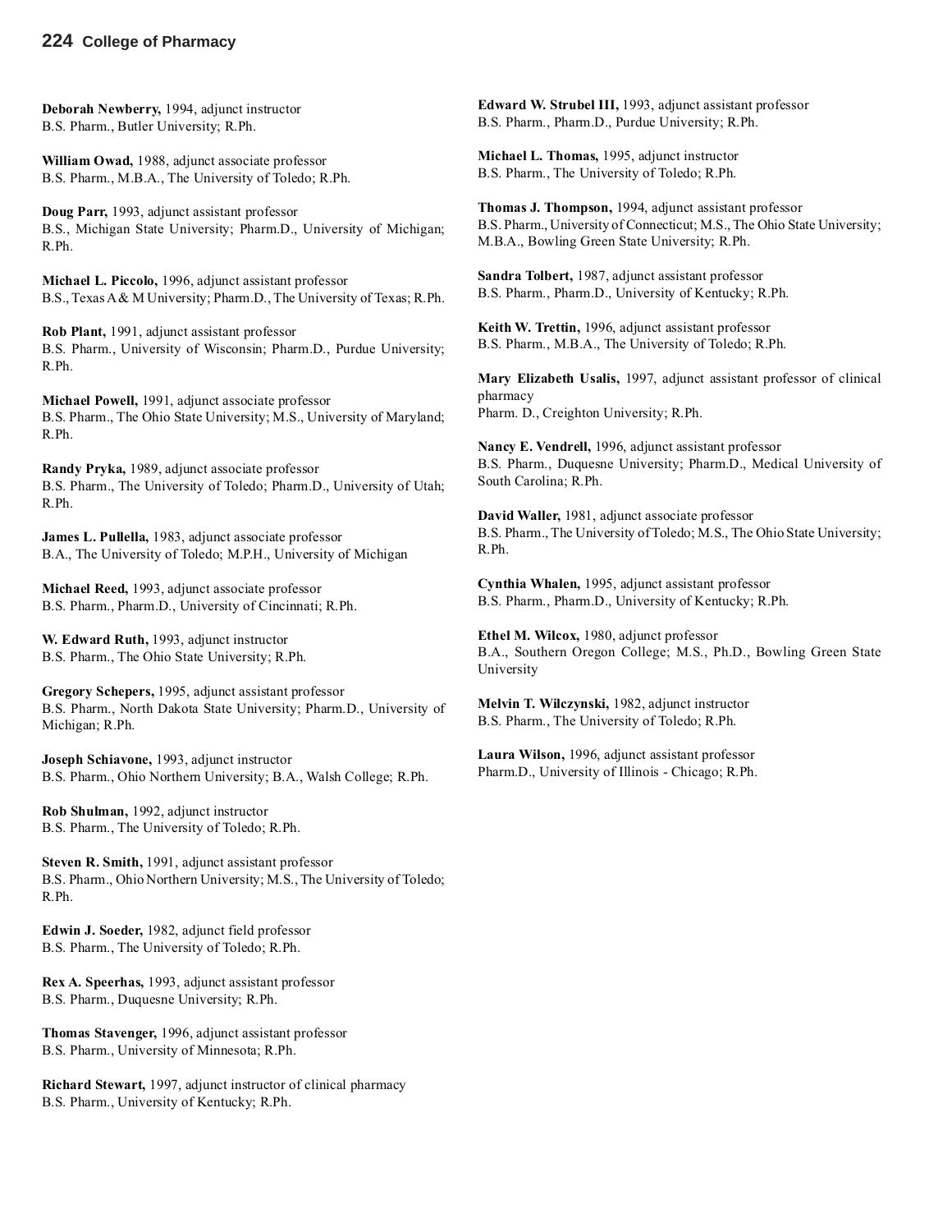**Deborah Newberry,** 1994, adjunct instructor
B.S. Pharm., Butler University; R.Ph.

**William Owad,** 1988, adjunct associate professor
B.S. Pharm., M.B.A., The University of Toledo; R.Ph.

**Doug Parr,** 1993, adjunct assistant professor
B.S., Michigan State University; Pharm.D., University of Michigan; R.Ph.

**Michael L. Piccolo,** 1996, adjunct assistant professor
B.S., Texas A & M University; Pharm.D., The University of Texas; R.Ph.

**Rob Plant,** 1991, adjunct assistant professor
B.S. Pharm., University of Wisconsin; Pharm.D., Purdue University; R.Ph.

**Michael Powell,** 1991, adjunct associate professor
B.S. Pharm., The Ohio State University; M.S., University of Maryland; R.Ph.

**Randy Pryka,** 1989, adjunct associate professor
B.S. Pharm., The University of Toledo; Pharm.D., University of Utah; R.Ph.

**James L. Pullella,** 1983, adjunct associate professor
B.A., The University of Toledo; M.P.H., University of Michigan

**Michael Reed,** 1993, adjunct associate professor
B.S. Pharm., Pharm.D., University of Cincinnati; R.Ph.

**W. Edward Ruth,** 1993, adjunct instructor
B.S. Pharm., The Ohio State University; R.Ph.

**Gregory Schepers,** 1995, adjunct assistant professor
B.S. Pharm., North Dakota State University; Pharm.D., University of Michigan; R.Ph.

**Joseph Schiavone,** 1993, adjunct instructor
B.S. Pharm., Ohio Northern University; B.A., Walsh College; R.Ph.

**Rob Shulman,** 1992, adjunct instructor
B.S. Pharm., The University of Toledo; R.Ph.

**Steven R. Smith,** 1991, adjunct assistant professor
B.S. Pharm., Ohio Northern University; M.S., The University of Toledo; R.Ph.

**Edwin J. Soeder,** 1982, adjunct field professor
B.S. Pharm., The University of Toledo; R.Ph.

**Rex A. Speerhas,** 1993, adjunct assistant professor
B.S. Pharm., Duquesne University; R.Ph.

**Thomas Stavenger,** 1996, adjunct assistant professor
B.S. Pharm., University of Minnesota; R.Ph.

**Richard Stewart,** 1997, adjunct instructor of clinical pharmacy
B.S. Pharm., University of Kentucky; R.Ph.

**Edward W. Strubel III,** 1993, adjunct assistant professor
B.S. Pharm., Pharm.D., Purdue University; R.Ph.

**Michael L. Thomas,** 1995, adjunct instructor
B.S. Pharm., The University of Toledo; R.Ph.

**Thomas J. Thompson,** 1994, adjunct assistant professor
B.S. Pharm., University of Connecticut; M.S., The Ohio State University; M.B.A., Bowling Green State University; R.Ph.

**Sandra Tolbert,** 1987, adjunct assistant professor
B.S. Pharm., Pharm.D., University of Kentucky; R.Ph.

**Keith W. Trettin,** 1996, adjunct assistant professor
B.S. Pharm., M.B.A., The University of Toledo; R.Ph.

**Mary Elizabeth Usalis,** 1997, adjunct assistant professor of clinical pharmacy
Pharm. D., Creighton University; R.Ph.

**Nancy E. Vendrell,** 1996, adjunct assistant professor
B.S. Pharm., Duquesne University; Pharm.D., Medical University of South Carolina; R.Ph.

**David Waller,** 1981, adjunct associate professor
B.S. Pharm., The University of Toledo; M.S., The Ohio State University; R.Ph.

**Cynthia Whalen,** 1995, adjunct assistant professor
B.S. Pharm., Pharm.D., University of Kentucky; R.Ph.

**Ethel M. Wilcox,** 1980, adjunct professor
B.A., Southern Oregon College; M.S., Ph.D., Bowling Green State University

**Melvin T. Wilczynski,** 1982, adjunct instructor
B.S. Pharm., The University of Toledo; R.Ph.

**Laura Wilson,** 1996, adjunct assistant professor
Pharm.D., University of Illinois - Chicago; R.Ph.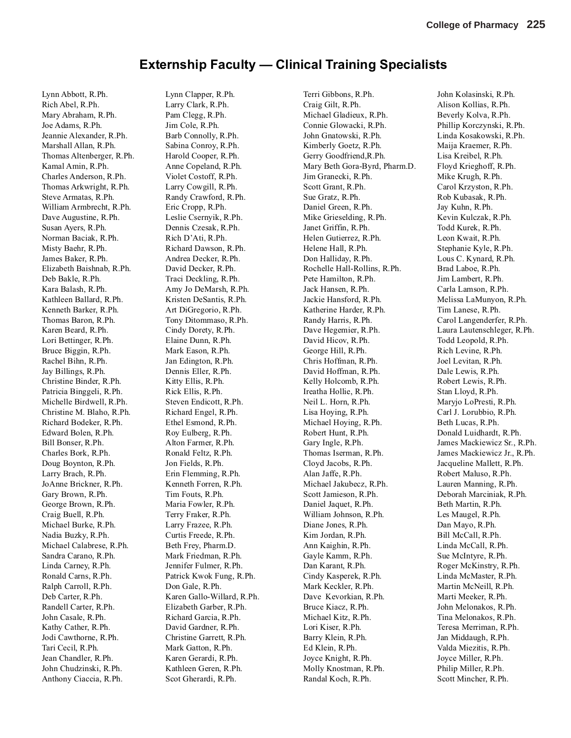# Externship Faculty — Clinical Training Specialists

Lynn Abbott, R.Ph.
Rich Abel, R.Ph.
Mary Abraham, R.Ph.
Joe Adams, R.Ph.
Jeannie Alexander, R.Ph.
Marshall Allan, R.Ph.
Thomas Altenberger, R.Ph.
Kamal Amin, R.Ph.
Charles Anderson, R.Ph.
Thomas Arkwright, R.Ph.
Steve Armatas, R.Ph.
William Armbrecht, R.Ph.
Dave Augustine, R.Ph.
Susan Ayers, R.Ph.
Norman Baciak, R.Ph.
Misty Baehr, R.Ph.
James Baker, R.Ph.
Elizabeth Baishnab, R.Ph.
Deb Bakle, R.Ph.
Kara Balash, R.Ph.
Kathleen Ballard, R.Ph.
Kenneth Barker, R.Ph.
Thomas Baron, R.Ph.
Karen Beard, R.Ph.
Lori Bettinger, R.Ph.
Bruce Biggin, R.Ph.
Rachel Bihn, R.Ph.
Jay Billings, R.Ph.
Christine Binder, R.Ph.
Patricia Binggeli, R.Ph.
Michelle Birdwell, R.Ph.
Christine M. Blaho, R.Ph.
Richard Bodeker, R.Ph.
Edward Bolen, R.Ph.
Bill Bonser, R.Ph.
Charles Bork, R.Ph.
Doug Boynton, R.Ph.
Larry Brach, R.Ph.
JoAnne Brickner, R.Ph.
Gary Brown, R.Ph.
George Brown, R.Ph.
Craig Buell, R.Ph.
Michael Burke, R.Ph.
Nadia Buzky, R.Ph.
Michael Calabrese, R.Ph.
Sandra Carano, R.Ph.
Linda Carney, R.Ph.
Ronald Carns, R.Ph.
Ralph Carroll, R.Ph.
Deb Carter, R.Ph.
Randell Carter, R.Ph.
John Casale, R.Ph.
Kathy Cather, R.Ph.
Jodi Cawthorne, R.Ph.
Tari Cecil, R.Ph.
Jean Chandler, R.Ph.
John Chudzinski, R.Ph.
Anthony Ciaccia, R.Ph.
Lynn Clapper, R.Ph.
Larry Clark, R.Ph.
Pam Clegg, R.Ph.
Jim Cole, R.Ph.
Barb Connolly, R.Ph.
Sabina Conroy, R.Ph.
Harold Cooper, R.Ph.
Anne Copeland, R.Ph.
Violet Costoff, R.Ph.
Larry Cowgill, R.Ph.
Randy Crawford, R.Ph.
Eric Cropp, R.Ph.
Leslie Csernyik, R.Ph.
Dennis Czesak, R.Ph.
Rich D'Ati, R.Ph.
Richard Dawson, R.Ph.
Andrea Decker, R.Ph.
David Decker, R.Ph.
Traci Deckling, R.Ph.
Amy Jo DeMarsh, R.Ph.
Kristen DeSantis, R.Ph.
Art DiGregorio, R.Ph.
Tony Ditommaso, R.Ph.
Cindy Dorety, R.Ph.
Elaine Dunn, R.Ph.
Mark Eason, R.Ph.
Jan Edington, R.Ph.
Dennis Eller, R.Ph.
Kitty Ellis, R.Ph.
Rick Ellis, R.Ph.
Steven Endicott, R.Ph.
Richard Engel, R.Ph.
Ethel Esmond, R.Ph.
Roy Eulberg, R.Ph.
Alton Farmer, R.Ph.
Ronald Feltz, R.Ph.
Jon Fields, R.Ph.
Erin Flemming, R.Ph.
Kenneth Forren, R.Ph.
Tim Fouts, R.Ph.
Maria Fowler, R.Ph.
Terry Fraker, R.Ph.
Larry Frazee, R.Ph.
Curtis Freede, R.Ph.
Beth Frey, Pharm.D.
Mark Friedman, R.Ph.
Jennifer Fulmer, R.Ph.
Patrick Kwok Fung, R.Ph.
Don Gale, R.Ph.
Karen Gallo-Willard, R.Ph.
Elizabeth Garber, R.Ph.
Richard Garcia, R.Ph.
David Gardner, R.Ph.
Christine Garrett, R.Ph.
Mark Gatton, R.Ph.
Karen Gerardi, R.Ph.
Kathleen Geren, R.Ph.
Scot Gherardi, R.Ph.
Terri Gibbons, R.Ph.
Craig Gilt, R.Ph.
Michael Gladieux, R.Ph.
Connie Glowacki, R.Ph.
John Gnatowski, R.Ph.
Kimberly Goetz, R.Ph.
Gerry Goodfriend,R.Ph.
Mary Beth Gora-Byrd, Pharm.D.
Jim Granecki, R.Ph.
Scott Grant, R.Ph.
Sue Gratz, R.Ph.
Daniel Green, R.Ph.
Mike Grieselding, R.Ph.
Janet Griffin, R.Ph.
Helen Gutierrez, R.Ph.
Helene Hall, R.Ph.
Don Halliday, R.Ph.
Rochelle Hall-Rollins, R.Ph.
Pete Hamilton, R.Ph.
Jack Hansen, R.Ph.
Jackie Hansford, R.Ph.
Katherine Harder, R.Ph.
Randy Harris, R.Ph.
Dave Hegemier, R.Ph.
David Hicov, R.Ph.
George Hill, R.Ph.
Chris Hoffman, R.Ph.
David Hoffman, R.Ph.
Kelly Holcomb, R.Ph.
Ireatha Hollie, R.Ph.
Neil L. Horn, R.Ph.
Lisa Hoying, R.Ph.
Michael Hoying, R.Ph.
Robert Hunt, R.Ph.
Gary Ingle, R.Ph.
Thomas Iserman, R.Ph.
Cloyd Jacobs, R.Ph.
Alan Jaffe, R.Ph.
Michael Jakubecz, R.Ph.
Scott Jamieson, R.Ph.
Daniel Jaquet, R.Ph.
William Johnson, R.Ph.
Diane Jones, R.Ph.
Kim Jordan, R.Ph.
Ann Kaighin, R.Ph.
Gayle Kamm, R.Ph.
Dan Karant, R.Ph.
Cindy Kasperek, R.Ph.
Mark Keckler, R.Ph.
Dave Kevorkian, R.Ph.
Bruce Kiacz, R.Ph.
Michael Kitz, R.Ph.
Lori Kiser, R.Ph.
Barry Klein, R.Ph.
Ed Klein, R.Ph.
Joyce Knight, R.Ph.
Molly Knostman, R.Ph.
Randal Koch, R.Ph.
John Kolasinski, R.Ph.
Alison Kollias, R.Ph.
Beverly Kolva, R.Ph.
Phillip Korczynski, R.Ph.
Linda Kosakowski, R.Ph.
Maija Kraemer, R.Ph.
Lisa Kreibel, R.Ph.
Floyd Krieghoff, R.Ph.
Mike Krugh, R.Ph.
Carol Krzyston, R.Ph.
Rob Kubasak, R.Ph.
Jay Kuhn, R.Ph.
Kevin Kulczak, R.Ph.
Todd Kurek, R.Ph.
Leon Kwait, R.Ph.
Stephanie Kyle, R.Ph.
Lous C. Kynard, R.Ph.
Brad Laboe, R.Ph.
Jim Lambert, R.Ph.
Carla Lamson, R.Ph.
Melissa LaMunyon, R.Ph.
Tim Lanese, R.Ph.
Carol Langenderfer, R.Ph.
Laura Lautenschleger, R.Ph.
Todd Leopold, R.Ph.
Rich Levine, R.Ph.
Joel Levitan, R.Ph.
Dale Lewis, R.Ph.
Robert Lewis, R.Ph.
Stan Lloyd, R.Ph.
Maryjo LoPresti, R.Ph.
Carl J. Lorubbio, R.Ph.
Beth Lucas, R.Ph.
Donald Luidhardt, R.Ph.
James Mackiewicz Sr., R.Ph.
James Mackiewicz Jr., R.Ph.
Jacqueline Mallett, R.Ph.
Robert Maluso, R.Ph.
Lauren Manning, R.Ph.
Deborah Marciniak, R.Ph.
Beth Martin, R.Ph.
Les Maugel, R.Ph.
Dan Mayo, R.Ph.
Bill McCall, R.Ph.
Linda McCall, R.Ph.
Sue McIntyre, R.Ph.
Roger McKinstry, R.Ph.
Linda McMaster, R.Ph.
Martin McNeill, R.Ph.
Marti Meeker, R.Ph.
John Melonakos, R.Ph.
Tina Melonakos, R.Ph.
Teresa Merriman, R.Ph.
Jan Middaugh, R.Ph.
Valda Miezitis, R.Ph.
Joyce Miller, R.Ph.
Philip Miller, R.Ph.
Scott Mincher, R.Ph.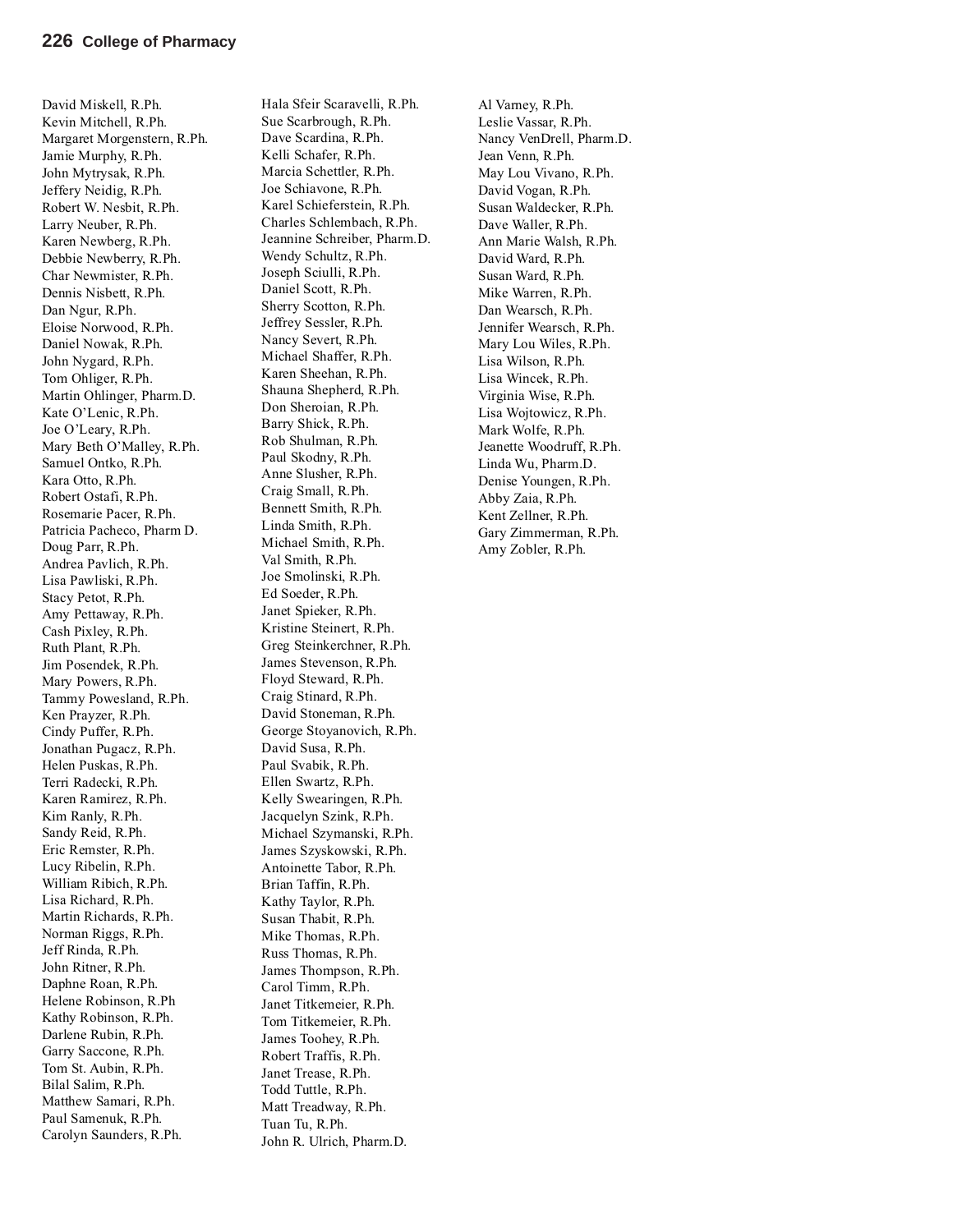David Miskell, R.Ph.
Kevin Mitchell, R.Ph.
Margaret Morgenstern, R.Ph.
Jamie Murphy, R.Ph.
John Mytrysak, R.Ph.
Jeffery Neidig, R.Ph.
Robert W. Nesbit, R.Ph.
Larry Neuber, R.Ph.
Karen Newberg, R.Ph.
Debbie Newberry, R.Ph.
Char Newmister, R.Ph.
Dennis Nisbett, R.Ph.
Dan Ngur, R.Ph.
Eloise Norwood, R.Ph.
Daniel Nowak, R.Ph.
John Nygard, R.Ph.
Tom Ohliger, R.Ph.
Martin Ohlinger, Pharm.D.
Kate O'Lenic, R.Ph.
Joe O'Leary, R.Ph.
Mary Beth O'Malley, R.Ph.
Samuel Ontko, R.Ph.
Kara Otto, R.Ph.
Robert Ostafi, R.Ph.
Rosemarie Pacer, R.Ph.
Patricia Pacheco, Pharm D.
Doug Parr, R.Ph.
Andrea Pavlich, R.Ph.
Lisa Pawliski, R.Ph.
Stacy Petot, R.Ph.
Amy Pettaway, R.Ph.
Cash Pixley, R.Ph.
Ruth Plant, R.Ph.
Jim Posendek, R.Ph.
Mary Powers, R.Ph.
Tammy Powesland, R.Ph.
Ken Prayzer, R.Ph.
Cindy Puffer, R.Ph.
Jonathan Pugacz, R.Ph.
Helen Puskas, R.Ph.
Terri Radecki, R.Ph.
Karen Ramirez, R.Ph.
Kim Ranly, R.Ph.
Sandy Reid, R.Ph.
Eric Remster, R.Ph.
Lucy Ribelin, R.Ph.
William Ribich, R.Ph.
Lisa Richard, R.Ph.
Martin Richards, R.Ph.
Norman Riggs, R.Ph.
Jeff Rinda, R.Ph.
John Ritner, R.Ph.
Daphne Roan, R.Ph.
Helene Robinson, R.Ph
Kathy Robinson, R.Ph.
Darlene Rubin, R.Ph.
Garry Saccone, R.Ph.
Tom St. Aubin, R.Ph.
Bilal Salim, R.Ph.
Matthew Samari, R.Ph.
Paul Samenuk, R.Ph.
Carolyn Saunders, R.Ph.
Hala Sfeir Scaravelli, R.Ph.
Sue Scarbrough, R.Ph.
Dave Scardina, R.Ph.
Kelli Schafer, R.Ph.
Marcia Schettler, R.Ph.
Joe Schiavone, R.Ph.
Karel Schieferstein, R.Ph.
Charles Schlembach, R.Ph.
Jeannine Schreiber, Pharm.D.
Wendy Schultz, R.Ph.
Joseph Sciulli, R.Ph.
Daniel Scott, R.Ph.
Sherry Scotton, R.Ph.
Jeffrey Sessler, R.Ph.
Nancy Severt, R.Ph.
Michael Shaffer, R.Ph.
Karen Sheehan, R.Ph.
Shauna Shepherd, R.Ph.
Don Sheroian, R.Ph.
Barry Shick, R.Ph.
Rob Shulman, R.Ph.
Paul Skodny, R.Ph.
Anne Slusher, R.Ph.
Craig Small, R.Ph.
Bennett Smith, R.Ph.
Linda Smith, R.Ph.
Michael Smith, R.Ph.
Val Smith, R.Ph.
Joe Smolinski, R.Ph.
Ed Soeder, R.Ph.
Janet Spieker, R.Ph.
Kristine Steinert, R.Ph.
Greg Steinkerchner, R.Ph.
James Stevenson, R.Ph.
Floyd Steward, R.Ph.
Craig Stinard, R.Ph.
David Stoneman, R.Ph.
George Stoyanovich, R.Ph.
David Susa, R.Ph.
Paul Svabik, R.Ph.
Ellen Swartz, R.Ph.
Kelly Swearingen, R.Ph.
Jacquelyn Szink, R.Ph.
Michael Szymanski, R.Ph.
James Szyskowski, R.Ph.
Antoinette Tabor, R.Ph.
Brian Taffin, R.Ph.
Kathy Taylor, R.Ph.
Susan Thabit, R.Ph.
Mike Thomas, R.Ph.
Russ Thomas, R.Ph.
James Thompson, R.Ph.
Carol Timm, R.Ph.
Janet Titkemeier, R.Ph.
Tom Titkemeier, R.Ph.
James Toohey, R.Ph.
Robert Traffis, R.Ph.
Janet Trease, R.Ph.
Todd Tuttle, R.Ph.
Matt Treadway, R.Ph.
Tuan Tu, R.Ph.
John R. Ulrich, Pharm.D.
Al Varney, R.Ph.
Leslie Vassar, R.Ph.
Nancy VenDrell, Pharm.D.
Jean Venn, R.Ph.
May Lou Vivano, R.Ph.
David Vogan, R.Ph.
Susan Waldecker, R.Ph.
Dave Waller, R.Ph.
Ann Marie Walsh, R.Ph.
David Ward, R.Ph.
Susan Ward, R.Ph.
Mike Warren, R.Ph.
Dan Wearsch, R.Ph.
Jennifer Wearsch, R.Ph.
Mary Lou Wiles, R.Ph.
Lisa Wilson, R.Ph.
Lisa Wincek, R.Ph.
Virginia Wise, R.Ph.
Lisa Wojtowicz, R.Ph.
Mark Wolfe, R.Ph.
Jeanette Woodruff, R.Ph.
Linda Wu, Pharm.D.
Denise Youngen, R.Ph.
Abby Zaia, R.Ph.
Kent Zellner, R.Ph.
Gary Zimmerman, R.Ph.
Amy Zobler, R.Ph.